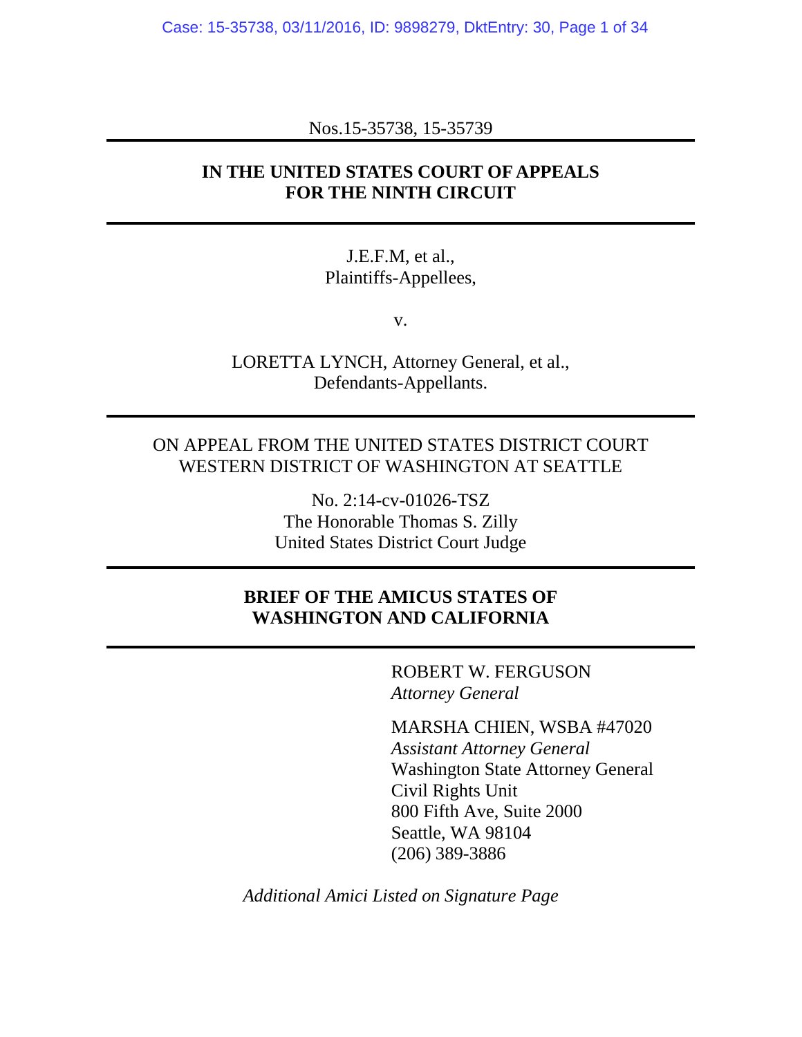Nos.15-35738, 15-35739

---

**IN THE UNITED STATES COURT OF APPEALS**
**FOR THE NINTH CIRCUIT**

---

J.E.F.M, et al.,
Plaintiffs-Appellees,

v.

LORETTA LYNCH, Attorney General, et al.,
Defendants-Appellants.

---

ON APPEAL FROM THE UNITED STATES DISTRICT COURT
WESTERN DISTRICT OF WASHINGTON AT SEATTLE

No. 2:14-cv-01026-TSZ
The Honorable Thomas S. Zilly
United States District Court Judge

---

**BRIEF OF THE AMICUS STATES OF**
**WASHINGTON AND CALIFORNIA**

---

ROBERT W. FERGUSON
*Attorney General*

MARSHA CHIEN, WSBA #47020
*Assistant Attorney General*
Washington State Attorney General
Civil Rights Unit
800 Fifth Ave, Suite 2000
Seattle, WA 98104
(206) 389-3886

*Additional Amici Listed on Signature Page*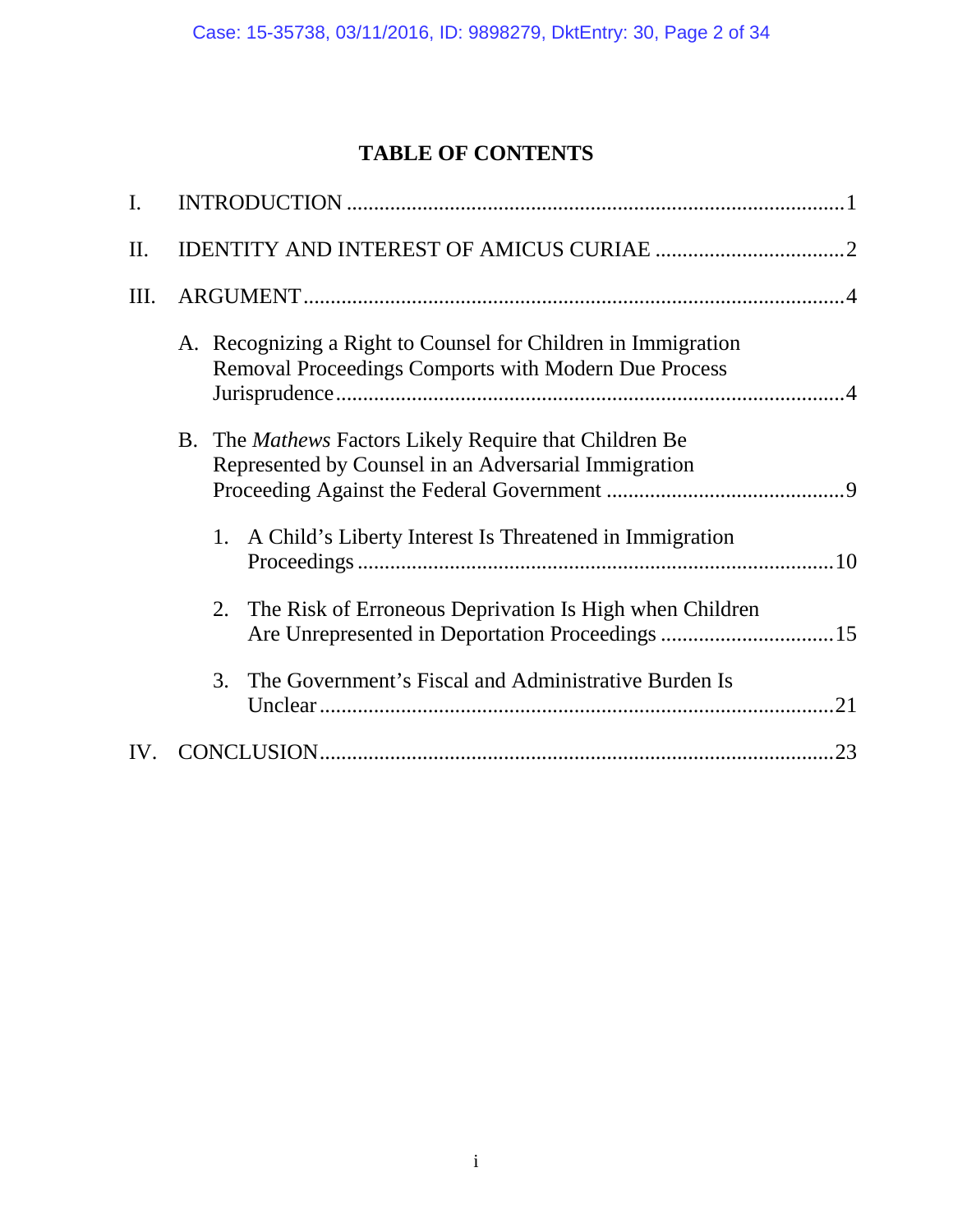# TABLE OF CONTENTS

I. INTRODUCTION ........................................................................................1

II. IDENTITY AND INTEREST OF AMICUS CURIAE ..................................2

III. ARGUMENT..................................................................................................4

A. Recognizing a Right to Counsel for Children in Immigration Removal Proceedings Comports with Modern Due Process Jurisprudence..........................................................................................4

B. The *Mathews* Factors Likely Require that Children Be Represented by Counsel in an Adversarial Immigration Proceeding Against the Federal Government ...........................................9

1. A Child's Liberty Interest Is Threatened in Immigration Proceedings ....................................................................................10

2. The Risk of Erroneous Deprivation Is High when Children Are Unrepresented in Deportation Proceedings ................................15

3. The Government's Fiscal and Administrative Burden Is Unclear ............................................................................................21

IV. CONCLUSION............................................................................................23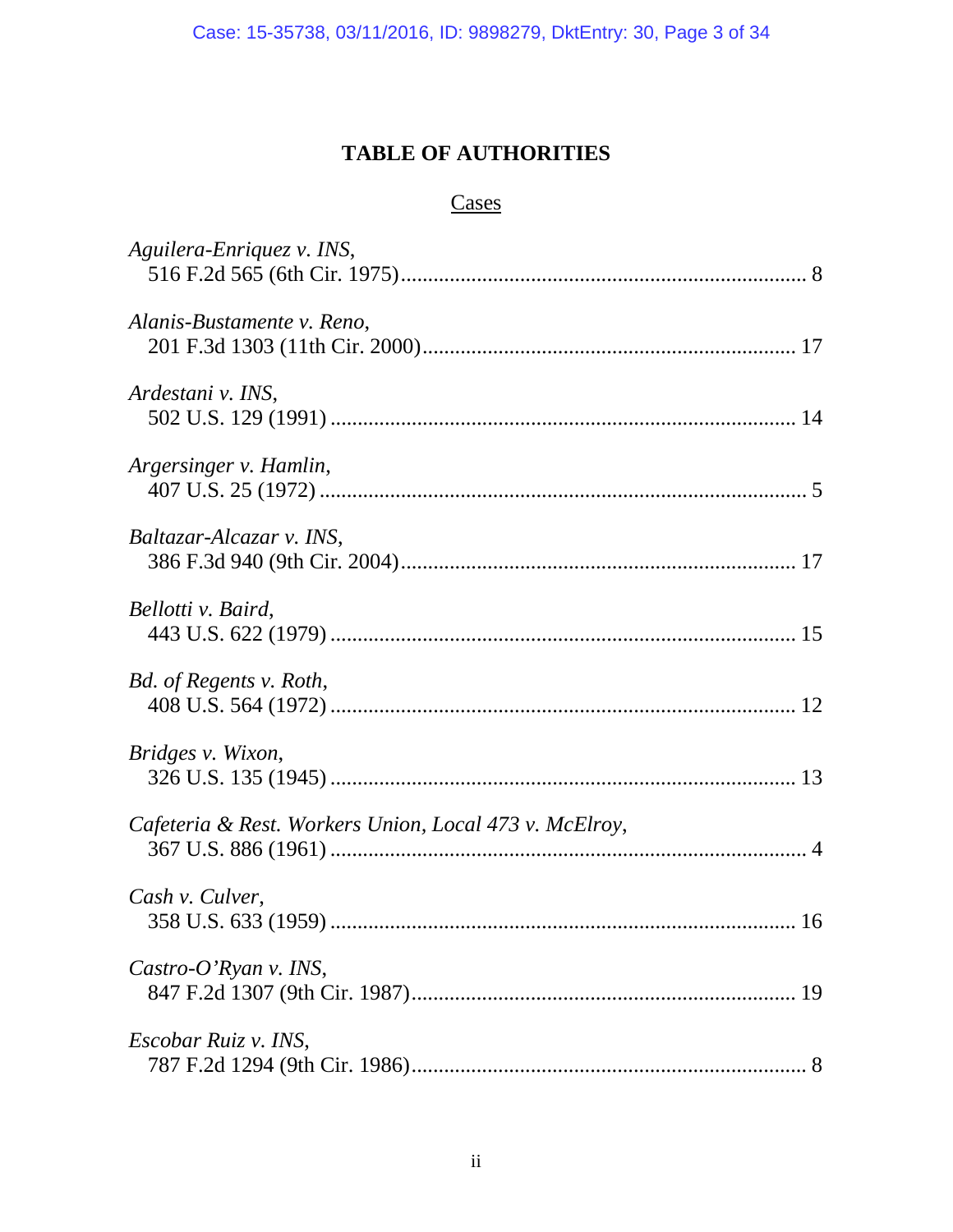# TABLE OF AUTHORITIES

## Cases

*Aguilera-Enriquez v. INS*,
516 F.2d 565 (6th Cir. 1975)........................................................................ 8

*Alanis-Bustamente v. Reno*,
201 F.3d 1303 (11th Cir. 2000)................................................................... 17

*Ardestani v. INS*,
502 U.S. 129 (1991) ................................................................................... 14

*Argersinger v. Hamlin*,
407 U.S. 25 (1972) ....................................................................................... 5

*Baltazar-Alcazar v. INS*,
386 F.3d 940 (9th Cir. 2004)....................................................................... 17

*Bellotti v. Baird*,
443 U.S. 622 (1979) ................................................................................... 15

*Bd. of Regents v. Roth*,
408 U.S. 564 (1972) ................................................................................... 12

*Bridges v. Wixon*,
326 U.S. 135 (1945) ................................................................................... 13

*Cafeteria & Rest. Workers Union, Local 473 v. McElroy*,
367 U.S. 886 (1961) ..................................................................................... 4

*Cash v. Culver*,
358 U.S. 633 (1959) ................................................................................... 16

*Castro-O'Ryan v. INS*,
847 F.2d 1307 (9th Cir. 1987)..................................................................... 19

*Escobar Ruiz v. INS*,
787 F.2d 1294 (9th Cir. 1986)....................................................................... 8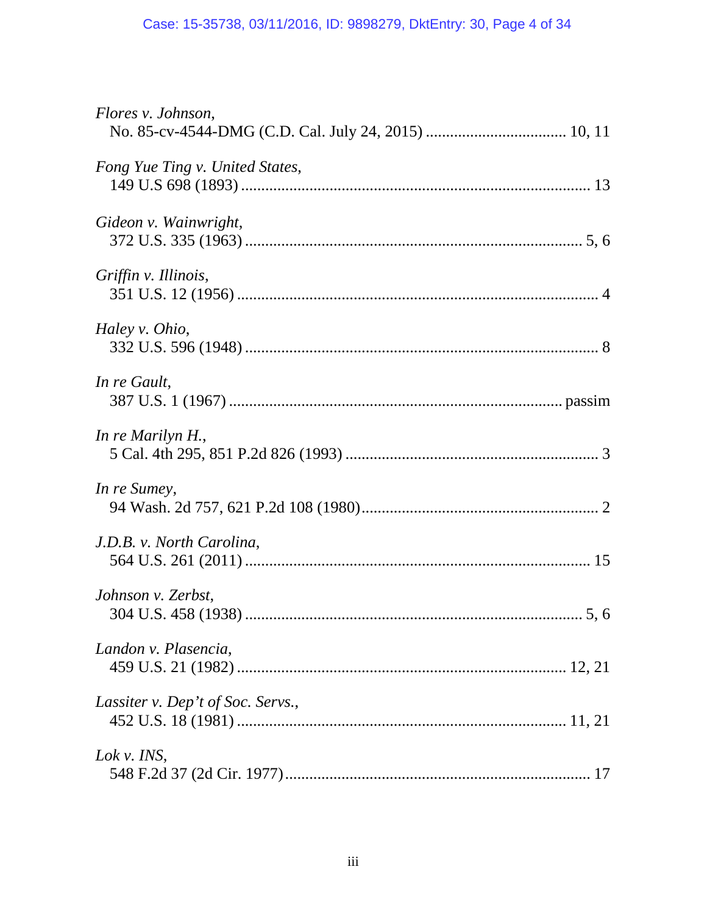*Flores v. Johnson*,
No. 85-cv-4544-DMG (C.D. Cal. July 24, 2015) .................................. 10, 11

*Fong Yue Ting v. United States*,
149 U.S 698 (1893) ..................................................................................... 13

*Gideon v. Wainwright*,
372 U.S. 335 (1963) .................................................................................. 5, 6

*Griffin v. Illinois*,
351 U.S. 12 (1956) ........................................................................................ 4

*Haley v. Ohio*,
332 U.S. 596 (1948) ...................................................................................... 8

*In re Gault*,
387 U.S. 1 (1967) ................................................................................ passim

*In re Marilyn H.*,
5 Cal. 4th 295, 851 P.2d 826 (1993) .............................................................. 3

*In re Sumey*,
94 Wash. 2d 757, 621 P.2d 108 (1980).......................................................... 2

*J.D.B. v. North Carolina*,
564 U.S. 261 (2011) .................................................................................... 15

*Johnson v. Zerbst*,
304 U.S. 458 (1938) .................................................................................. 5, 6

*Landon v. Plasencia*,
459 U.S. 21 (1982) ................................................................................ 12, 21

*Lassiter v. Dep't of Soc. Servs.*,
452 U.S. 18 (1981) ................................................................................ 11, 21

*Lok v. INS*,
548 F.2d 37 (2d Cir. 1977)........................................................................... 17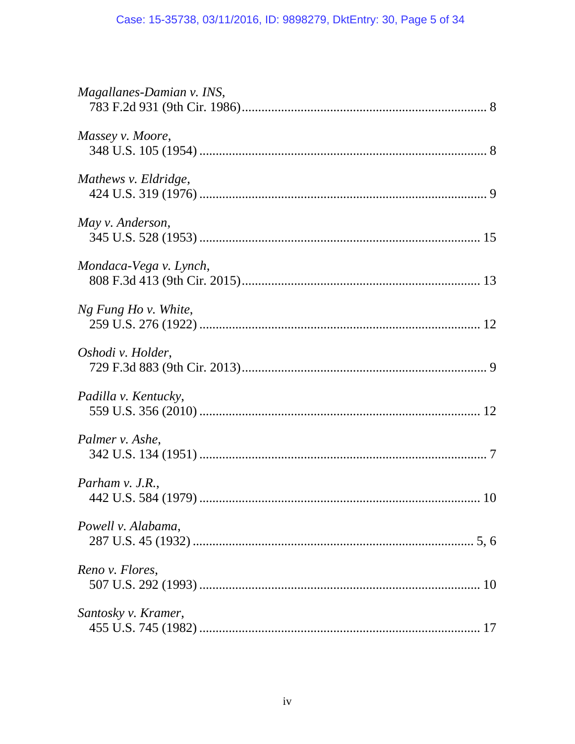*Magallanes-Damian v. INS*,
783 F.2d 931 (9th Cir. 1986) ........................................................................ 8

*Massey v. Moore*,
348 U.S. 105 (1954) ........................................................................................ 8

*Mathews v. Eldridge*,
424 U.S. 319 (1976) ........................................................................................ 9

*May v. Anderson*,
345 U.S. 528 (1953) ...................................................................................... 15

*Mondaca-Vega v. Lynch*,
808 F.3d 413 (9th Cir. 2015) ........................................................................ 13

*Ng Fung Ho v. White*,
259 U.S. 276 (1922) ...................................................................................... 12

*Oshodi v. Holder*,
729 F.3d 883 (9th Cir. 2013) .......................................................................... 9

*Padilla v. Kentucky*,
559 U.S. 356 (2010) ...................................................................................... 12

*Palmer v. Ashe*,
342 U.S. 134 (1951) ........................................................................................ 7

*Parham v. J.R.*,
442 U.S. 584 (1979) ...................................................................................... 10

*Powell v. Alabama*,
287 U.S. 45 (1932) ....................................................................................... 5, 6

*Reno v. Flores*,
507 U.S. 292 (1993) ...................................................................................... 10

*Santosky v. Kramer*,
455 U.S. 745 (1982) ...................................................................................... 17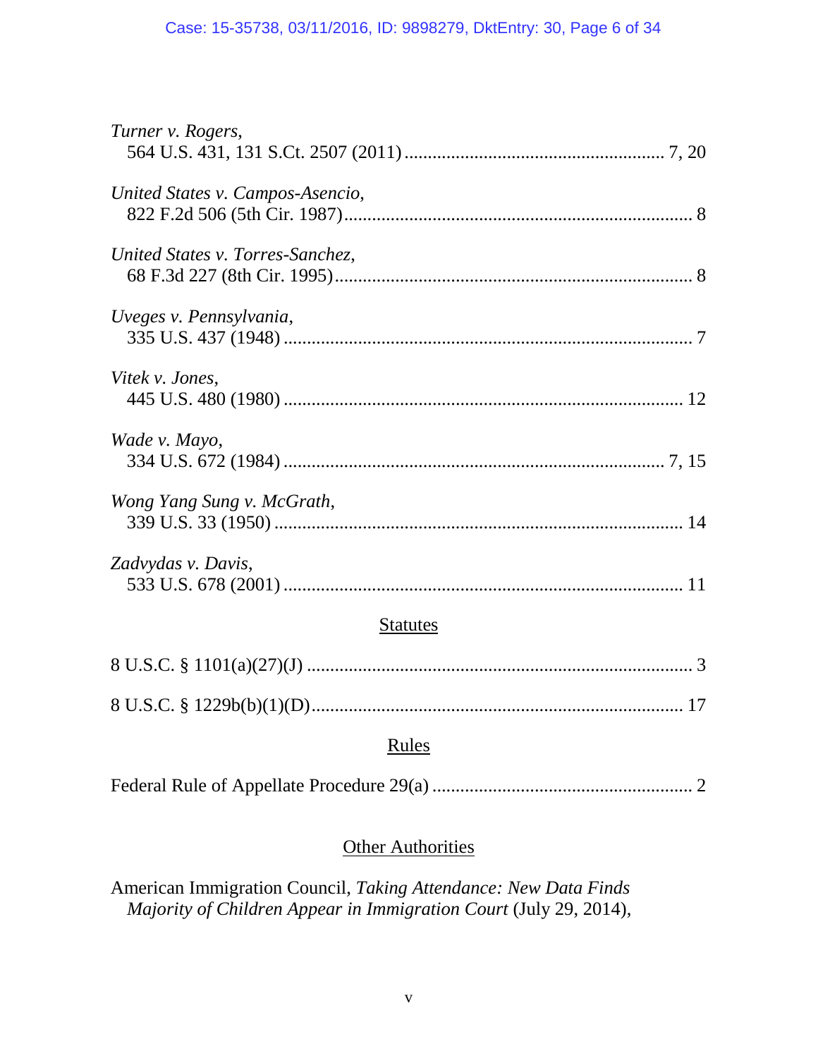*Turner v. Rogers*,
564 U.S. 431, 131 S.Ct. 2507 (2011) ........................................................ 7, 20

*United States v. Campos-Asencio*,
822 F.2d 506 (5th Cir. 1987)........................................................................... 8

*United States v. Torres-Sanchez*,
68 F.3d 227 (8th Cir. 1995)............................................................................. 8

*Uveges v. Pennsylvania*,
335 U.S. 437 (1948) ........................................................................................ 7

*Vitek v. Jones*,
445 U.S. 480 (1980) ...................................................................................... 12

*Wade v. Mayo*,
334 U.S. 672 (1984) .................................................................................. 7, 15

*Wong Yang Sung v. McGrath*,
339 U.S. 33 (1950) ........................................................................................ 14

*Zadvydas v. Davis*,
533 U.S. 678 (2001) ...................................................................................... 11

## Statutes

8 U.S.C. § 1101(a)(27)(J) ................................................................................... 3

8 U.S.C. § 1229b(b)(1)(D)................................................................................ 17

## Rules

Federal Rule of Appellate Procedure 29(a) ........................................................ 2

## Other Authorities

American Immigration Council, *Taking Attendance: New Data Finds Majority of Children Appear in Immigration Court* (July 29, 2014),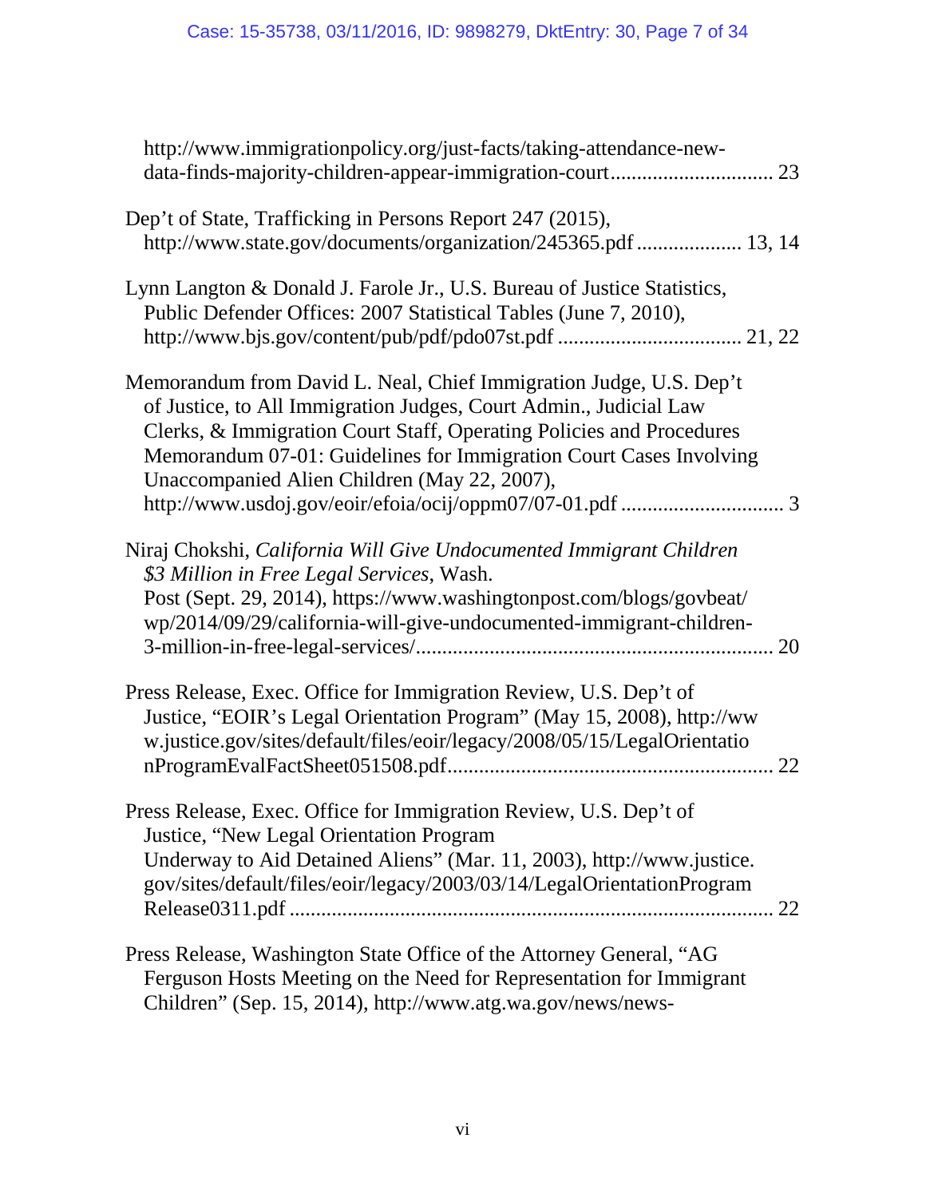http://www.immigrationpolicy.org/just-facts/taking-attendance-new-data-finds-majority-children-appear-immigration-court.............................. 23

Dep't of State, Trafficking in Persons Report 247 (2015), http://www.state.gov/documents/organization/245365.pdf .................... 13, 14

Lynn Langton & Donald J. Farole Jr., U.S. Bureau of Justice Statistics, Public Defender Offices: 2007 Statistical Tables (June 7, 2010), http://www.bjs.gov/content/pub/pdf/pdo07st.pdf .................................. 21, 22

Memorandum from David L. Neal, Chief Immigration Judge, U.S. Dep't of Justice, to All Immigration Judges, Court Admin., Judicial Law Clerks, & Immigration Court Staff, Operating Policies and Procedures Memorandum 07-01: Guidelines for Immigration Court Cases Involving Unaccompanied Alien Children (May 22, 2007), http://www.usdoj.gov/eoir/efoia/ocij/oppm07/07-01.pdf ............................... 3

Niraj Chokshi, *California Will Give Undocumented Immigrant Children $3 Million in Free Legal Services*, Wash. Post (Sept. 29, 2014), https://www.washingtonpost.com/blogs/govbeat/wp/2014/09/29/california-will-give-undocumented-immigrant-children-3-million-in-free-legal-services/................................................................... 20

Press Release, Exec. Office for Immigration Review, U.S. Dep't of Justice, "EOIR's Legal Orientation Program" (May 15, 2008), http://www.justice.gov/sites/default/files/eoir/legacy/2008/05/15/LegalOrientationProgramEvalFactSheet051508.pdf............................................................. 22

Press Release, Exec. Office for Immigration Review, U.S. Dep't of Justice, "New Legal Orientation Program Underway to Aid Detained Aliens" (Mar. 11, 2003), http://www.justice.gov/sites/default/files/eoir/legacy/2003/03/14/LegalOrientationProgramRelease0311.pdf ........................................................................................ 22

Press Release, Washington State Office of the Attorney General, "AG Ferguson Hosts Meeting on the Need for Representation for Immigrant Children" (Sep. 15, 2014), http://www.atg.wa.gov/news/news-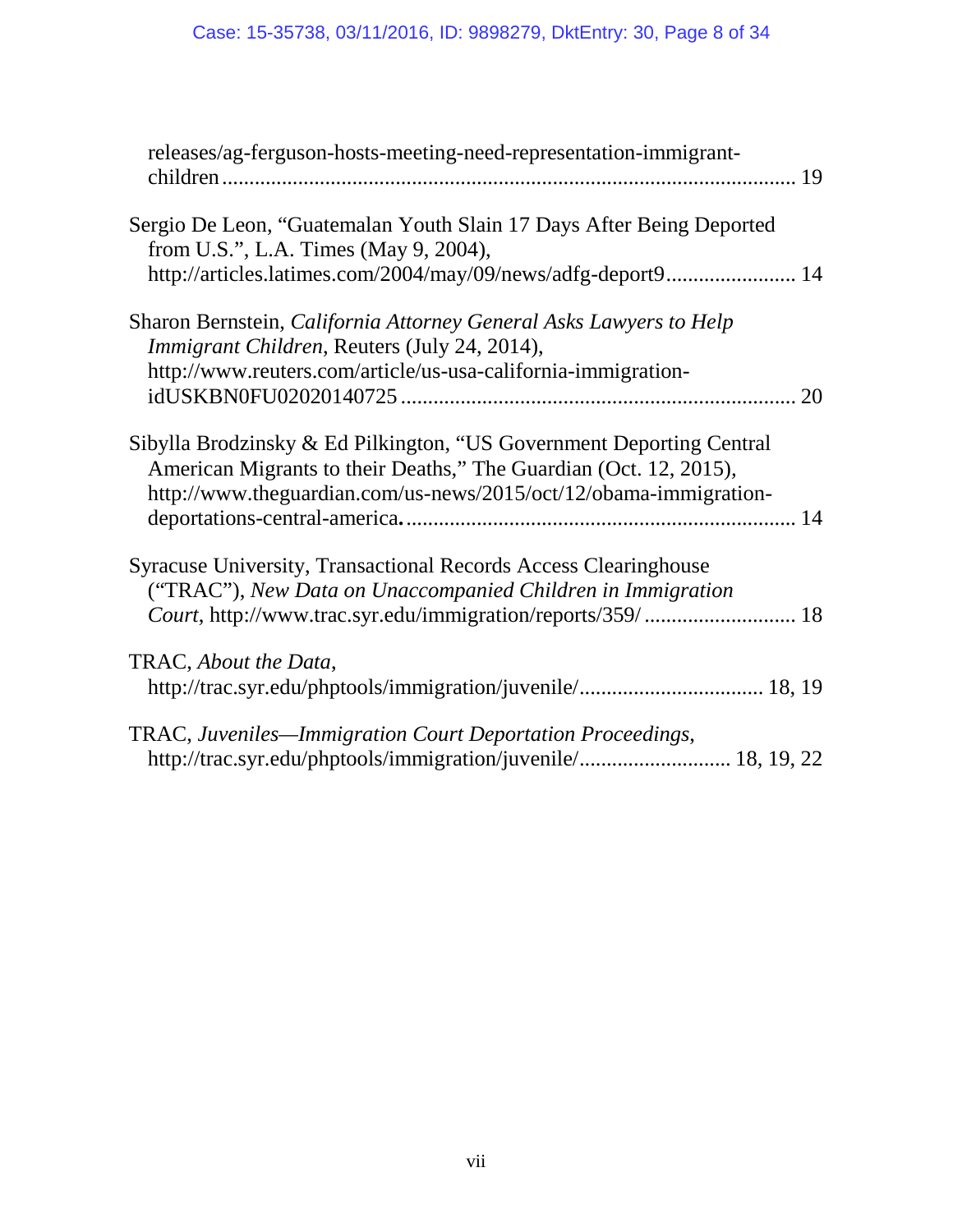releases/ag-ferguson-hosts-meeting-need-representation-immigrant-children ........................................................................................................ 19

Sergio De Leon, "Guatemalan Youth Slain 17 Days After Being Deported from U.S.", L.A. Times (May 9, 2004), http://articles.latimes.com/2004/may/09/news/adfg-deport9........................ 14

Sharon Bernstein, *California Attorney General Asks Lawyers to Help Immigrant Children*, Reuters (July 24, 2014), http://www.reuters.com/article/us-usa-california-immigration-idUSKBN0FU02020140725 ........................................................................ 20

Sibylla Brodzinsky & Ed Pilkington, "US Government Deporting Central American Migrants to their Deaths," The Guardian (Oct. 12, 2015), http://www.theguardian.com/us-news/2015/oct/12/obama-immigration-deportations-central-america. ....................................................................... 14

Syracuse University, Transactional Records Access Clearinghouse ("TRAC"), *New Data on Unaccompanied Children in Immigration Court*, http://www.trac.syr.edu/immigration/reports/359/ ............................ 18

TRAC, *About the Data*, http://trac.syr.edu/phptools/immigration/juvenile/................................. 18, 19

TRAC, *Juveniles—Immigration Court Deportation Proceedings*, http://trac.syr.edu/phptools/immigration/juvenile/........................... 18, 19, 22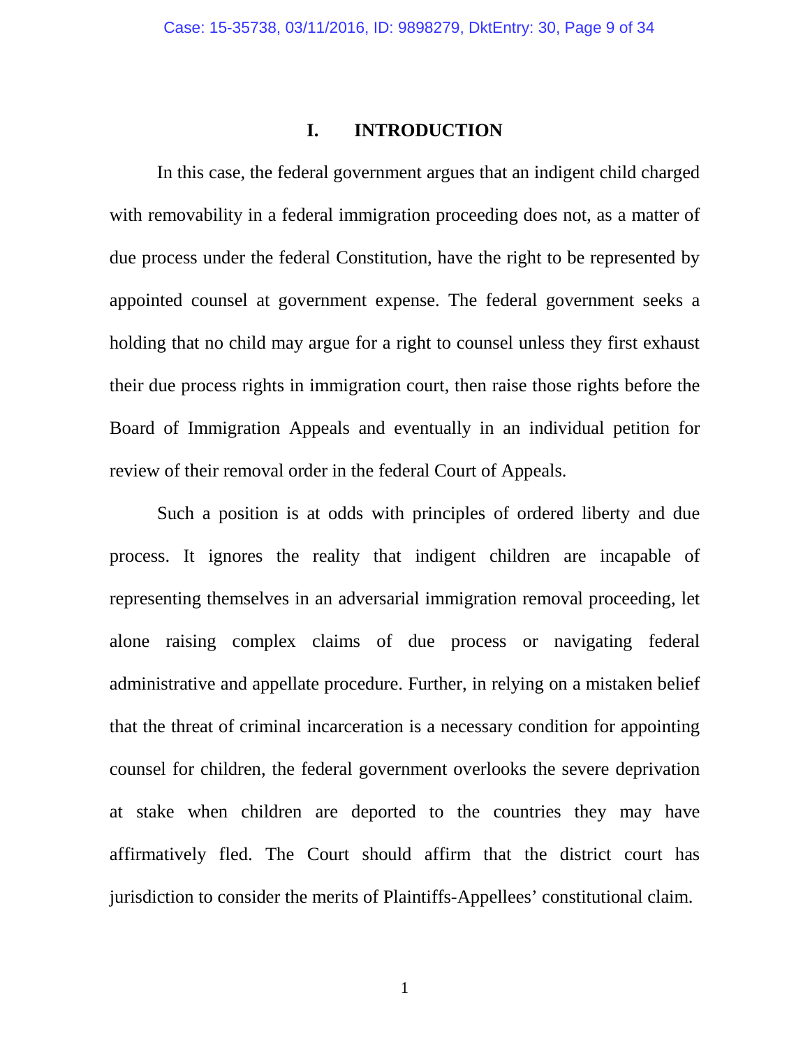# I. INTRODUCTION

In this case, the federal government argues that an indigent child charged with removability in a federal immigration proceeding does not, as a matter of due process under the federal Constitution, have the right to be represented by appointed counsel at government expense. The federal government seeks a holding that no child may argue for a right to counsel unless they first exhaust their due process rights in immigration court, then raise those rights before the Board of Immigration Appeals and eventually in an individual petition for review of their removal order in the federal Court of Appeals.

Such a position is at odds with principles of ordered liberty and due process. It ignores the reality that indigent children are incapable of representing themselves in an adversarial immigration removal proceeding, let alone raising complex claims of due process or navigating federal administrative and appellate procedure. Further, in relying on a mistaken belief that the threat of criminal incarceration is a necessary condition for appointing counsel for children, the federal government overlooks the severe deprivation at stake when children are deported to the countries they may have affirmatively fled. The Court should affirm that the district court has jurisdiction to consider the merits of Plaintiffs-Appellees' constitutional claim.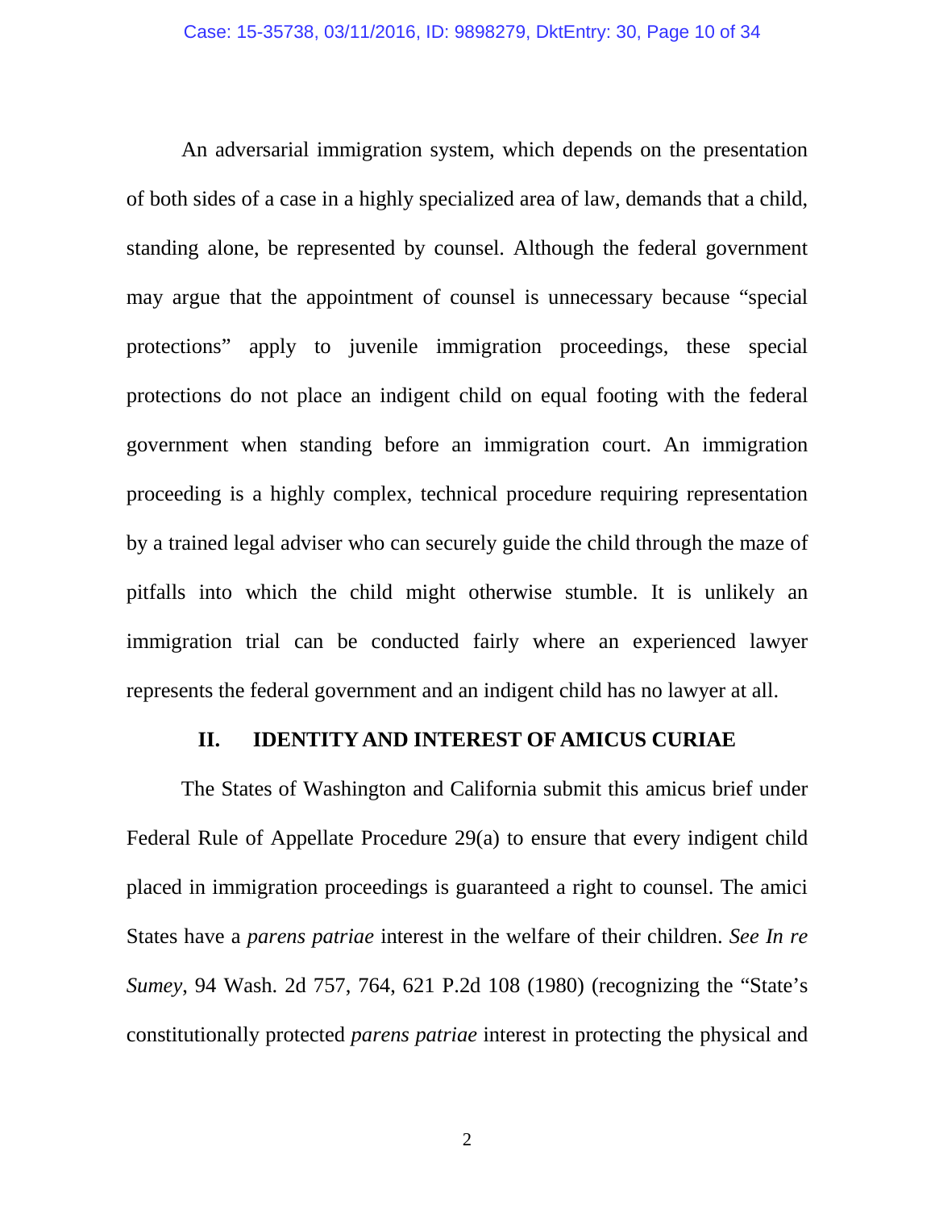An adversarial immigration system, which depends on the presentation of both sides of a case in a highly specialized area of law, demands that a child, standing alone, be represented by counsel. Although the federal government may argue that the appointment of counsel is unnecessary because "special protections" apply to juvenile immigration proceedings, these special protections do not place an indigent child on equal footing with the federal government when standing before an immigration court. An immigration proceeding is a highly complex, technical procedure requiring representation by a trained legal adviser who can securely guide the child through the maze of pitfalls into which the child might otherwise stumble. It is unlikely an immigration trial can be conducted fairly where an experienced lawyer represents the federal government and an indigent child has no lawyer at all.

## II. IDENTITY AND INTEREST OF AMICUS CURIAE

The States of Washington and California submit this amicus brief under Federal Rule of Appellate Procedure 29(a) to ensure that every indigent child placed in immigration proceedings is guaranteed a right to counsel. The amici States have a *parens patriae* interest in the welfare of their children. *See In re Sumey*, 94 Wash. 2d 757, 764, 621 P.2d 108 (1980) (recognizing the "State's constitutionally protected *parens patriae* interest in protecting the physical and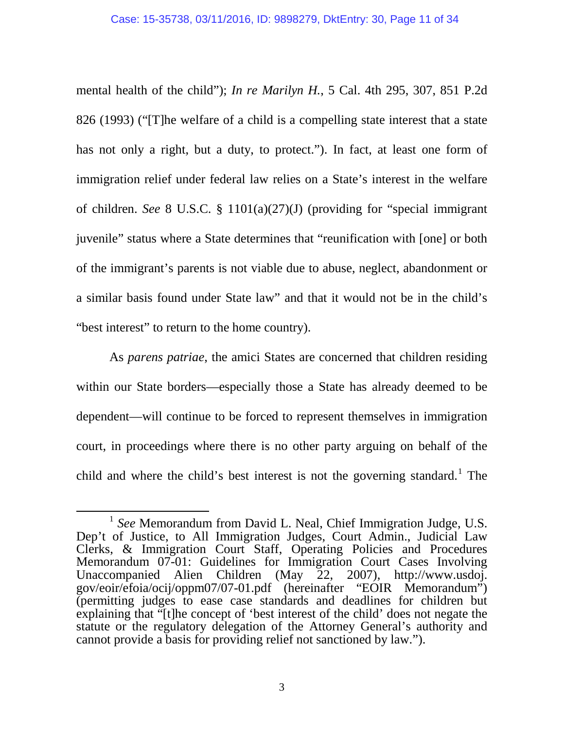mental health of the child"); *In re Marilyn H.*, 5 Cal. 4th 295, 307, 851 P.2d 826 (1993) ("[T]he welfare of a child is a compelling state interest that a state has not only a right, but a duty, to protect."). In fact, at least one form of immigration relief under federal law relies on a State's interest in the welfare of children. *See* 8 U.S.C. § 1101(a)(27)(J) (providing for "special immigrant juvenile" status where a State determines that "reunification with [one] or both of the immigrant's parents is not viable due to abuse, neglect, abandonment or a similar basis found under State law" and that it would not be in the child's "best interest" to return to the home country).

As *parens patriae*, the amici States are concerned that children residing within our State borders—especially those a State has already deemed to be dependent—will continue to be forced to represent themselves in immigration court, in proceedings where there is no other party arguing on behalf of the child and where the child's best interest is not the governing standard.[1] The

[1] *See* Memorandum from David L. Neal, Chief Immigration Judge, U.S. Dep't of Justice, to All Immigration Judges, Court Admin., Judicial Law Clerks, & Immigration Court Staff, Operating Policies and Procedures Memorandum 07-01: Guidelines for Immigration Court Cases Involving Unaccompanied Alien Children (May 22, 2007), http://www.usdoj.gov/eoir/efoia/ocij/oppm07/07-01.pdf (hereinafter "EOIR Memorandum") (permitting judges to ease case standards and deadlines for children but explaining that "[t]he concept of 'best interest of the child' does not negate the statute or the regulatory delegation of the Attorney General's authority and cannot provide a basis for providing relief not sanctioned by law.").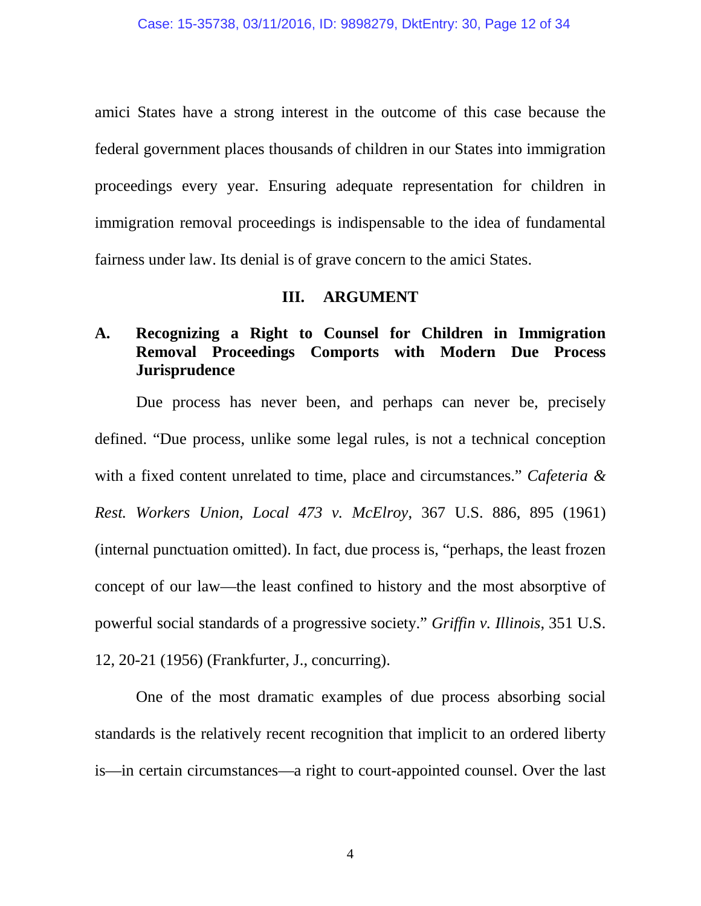amici States have a strong interest in the outcome of this case because the federal government places thousands of children in our States into immigration proceedings every year. Ensuring adequate representation for children in immigration removal proceedings is indispensable to the idea of fundamental fairness under law. Its denial is of grave concern to the amici States.

## III. ARGUMENT

### A. Recognizing a Right to Counsel for Children in Immigration Removal Proceedings Comports with Modern Due Process Jurisprudence

Due process has never been, and perhaps can never be, precisely defined. "Due process, unlike some legal rules, is not a technical conception with a fixed content unrelated to time, place and circumstances." *Cafeteria & Rest. Workers Union, Local 473 v. McElroy*, 367 U.S. 886, 895 (1961) (internal punctuation omitted). In fact, due process is, "perhaps, the least frozen concept of our law—the least confined to history and the most absorptive of powerful social standards of a progressive society." *Griffin v. Illinois*, 351 U.S. 12, 20-21 (1956) (Frankfurter, J., concurring).

One of the most dramatic examples of due process absorbing social standards is the relatively recent recognition that implicit to an ordered liberty is—in certain circumstances—a right to court-appointed counsel. Over the last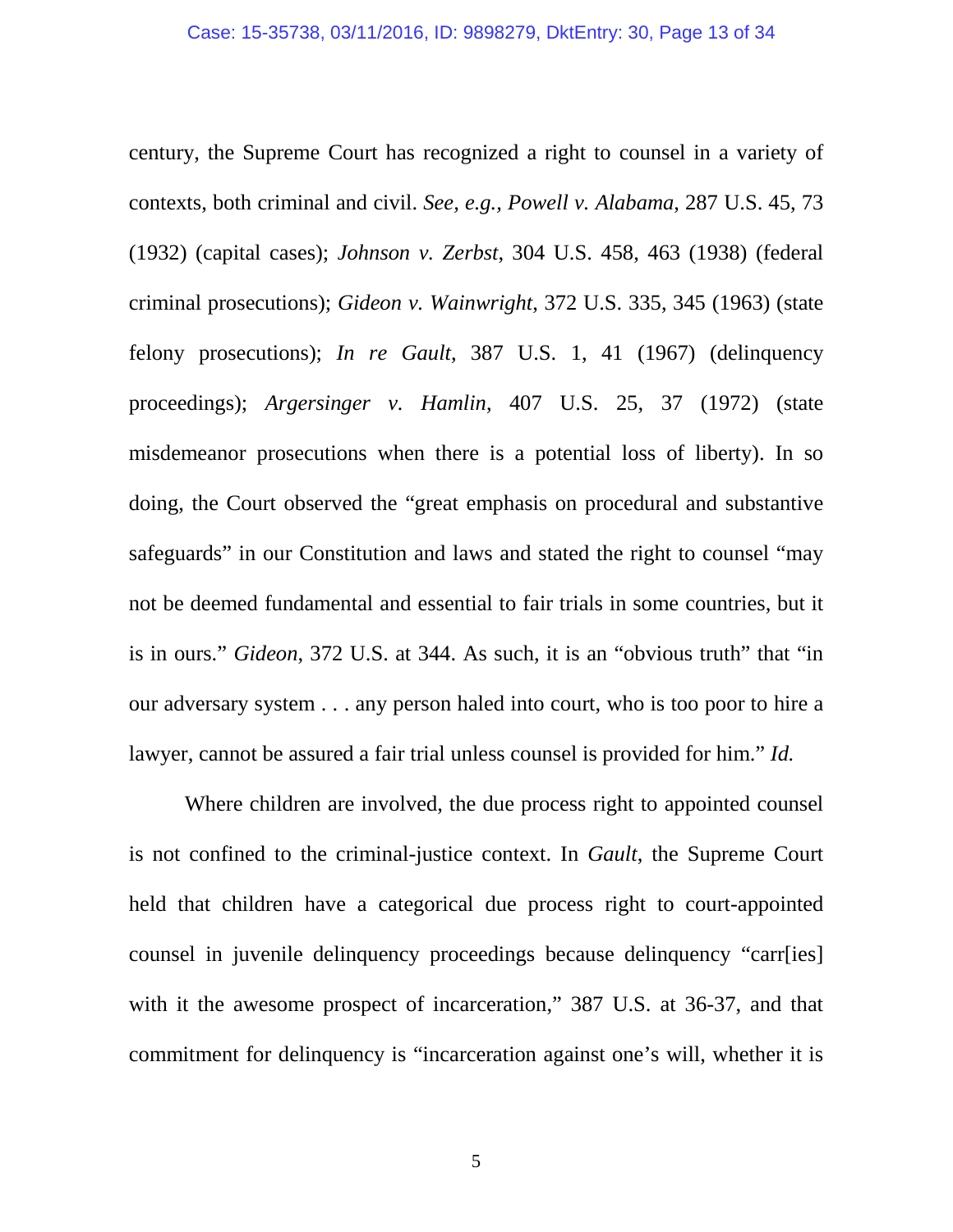century, the Supreme Court has recognized a right to counsel in a variety of contexts, both criminal and civil. *See, e.g.*, *Powell v. Alabama*, 287 U.S. 45, 73 (1932) (capital cases); *Johnson v. Zerbst*, 304 U.S. 458, 463 (1938) (federal criminal prosecutions); *Gideon v. Wainwright*, 372 U.S. 335, 345 (1963) (state felony prosecutions); *In re Gault*, 387 U.S. 1, 41 (1967) (delinquency proceedings); *Argersinger v. Hamlin*, 407 U.S. 25, 37 (1972) (state misdemeanor prosecutions when there is a potential loss of liberty). In so doing, the Court observed the "great emphasis on procedural and substantive safeguards" in our Constitution and laws and stated the right to counsel "may not be deemed fundamental and essential to fair trials in some countries, but it is in ours." *Gideon*, 372 U.S. at 344. As such, it is an "obvious truth" that "in our adversary system . . . any person haled into court, who is too poor to hire a lawyer, cannot be assured a fair trial unless counsel is provided for him." *Id.*

Where children are involved, the due process right to appointed counsel is not confined to the criminal-justice context. In *Gault*, the Supreme Court held that children have a categorical due process right to court-appointed counsel in juvenile delinquency proceedings because delinquency "carr[ies] with it the awesome prospect of incarceration," 387 U.S. at 36-37, and that commitment for delinquency is "incarceration against one's will, whether it is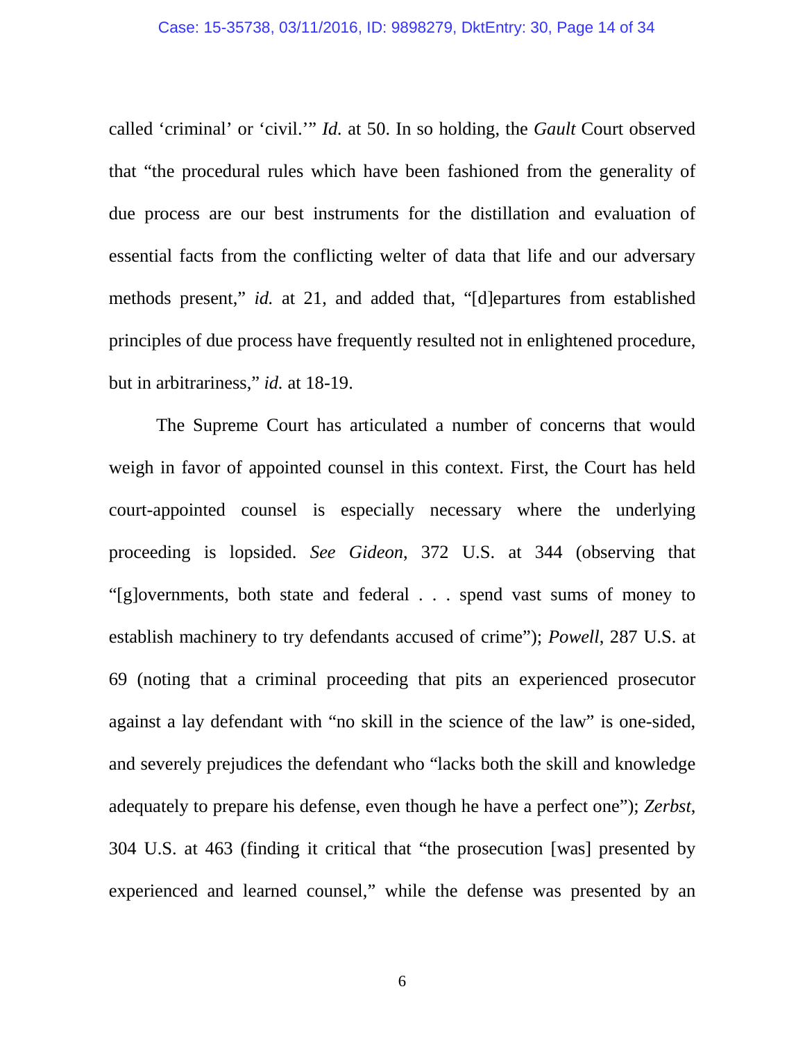called 'criminal' or 'civil.'" *Id.* at 50. In so holding, the *Gault* Court observed that "the procedural rules which have been fashioned from the generality of due process are our best instruments for the distillation and evaluation of essential facts from the conflicting welter of data that life and our adversary methods present," *id.* at 21, and added that, "[d]epartures from established principles of due process have frequently resulted not in enlightened procedure, but in arbitrariness," *id.* at 18-19.

The Supreme Court has articulated a number of concerns that would weigh in favor of appointed counsel in this context. First, the Court has held court-appointed counsel is especially necessary where the underlying proceeding is lopsided. *See Gideon*, 372 U.S. at 344 (observing that "[g]overnments, both state and federal . . . spend vast sums of money to establish machinery to try defendants accused of crime"); *Powell*, 287 U.S. at 69 (noting that a criminal proceeding that pits an experienced prosecutor against a lay defendant with "no skill in the science of the law" is one-sided, and severely prejudices the defendant who "lacks both the skill and knowledge adequately to prepare his defense, even though he have a perfect one"); *Zerbst*, 304 U.S. at 463 (finding it critical that "the prosecution [was] presented by experienced and learned counsel," while the defense was presented by an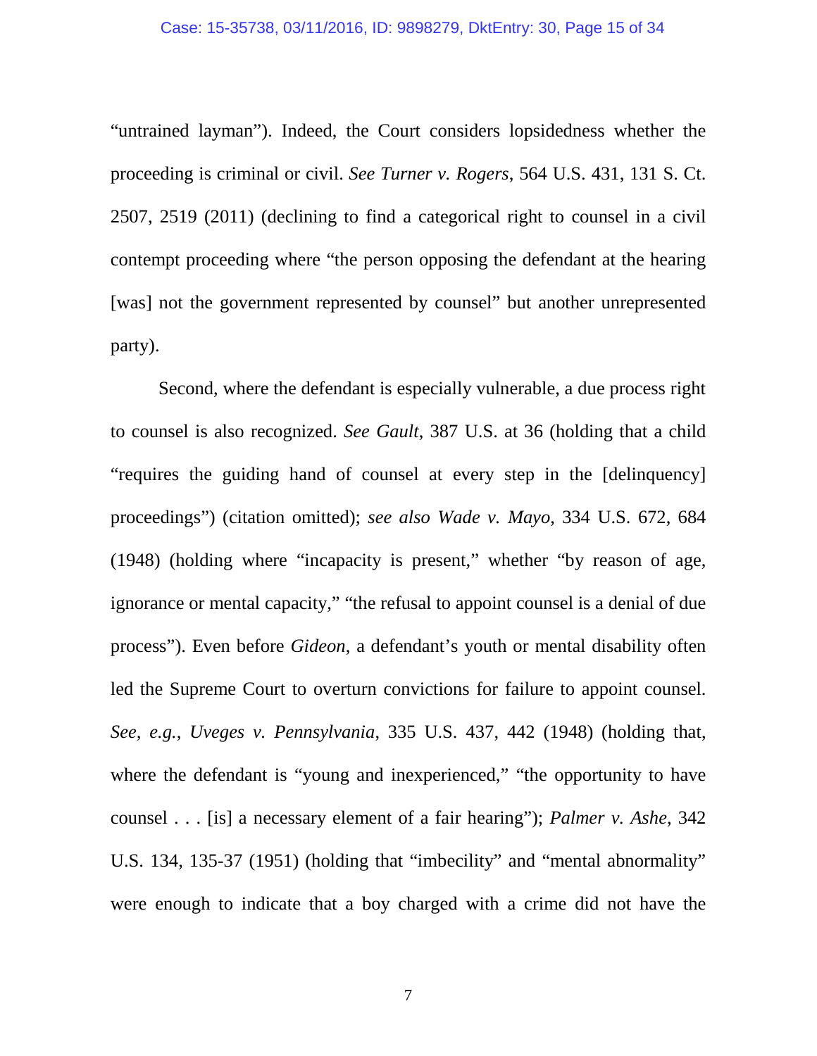"untrained layman"). Indeed, the Court considers lopsidedness whether the proceeding is criminal or civil. *See Turner v. Rogers*, 564 U.S. 431, 131 S. Ct. 2507, 2519 (2011) (declining to find a categorical right to counsel in a civil contempt proceeding where "the person opposing the defendant at the hearing [was] not the government represented by counsel" but another unrepresented party).

Second, where the defendant is especially vulnerable, a due process right to counsel is also recognized. *See Gault*, 387 U.S. at 36 (holding that a child "requires the guiding hand of counsel at every step in the [delinquency] proceedings") (citation omitted); *see also Wade v. Mayo*, 334 U.S. 672, 684 (1948) (holding where "incapacity is present," whether "by reason of age, ignorance or mental capacity," "the refusal to appoint counsel is a denial of due process"). Even before *Gideon*, a defendant's youth or mental disability often led the Supreme Court to overturn convictions for failure to appoint counsel. *See, e.g.*, *Uveges v. Pennsylvania*, 335 U.S. 437, 442 (1948) (holding that, where the defendant is "young and inexperienced," "the opportunity to have counsel . . . [is] a necessary element of a fair hearing"); *Palmer v. Ashe*, 342 U.S. 134, 135-37 (1951) (holding that "imbecility" and "mental abnormality" were enough to indicate that a boy charged with a crime did not have the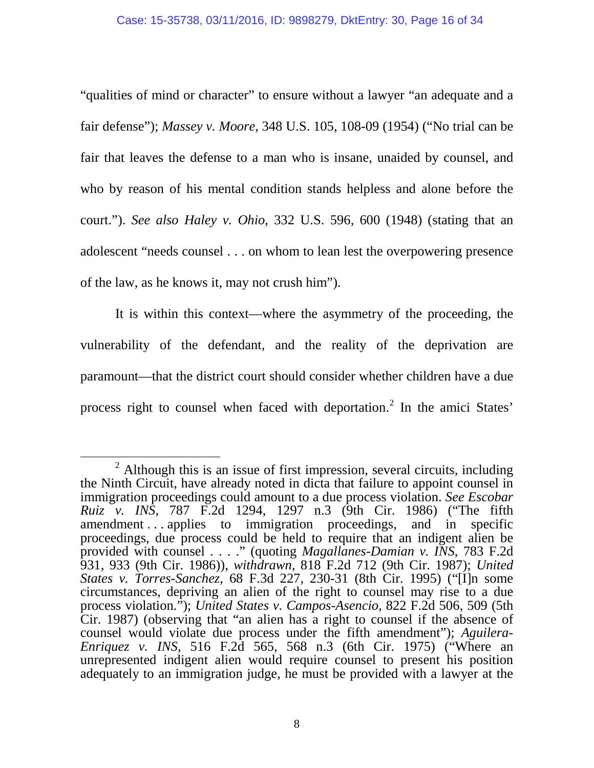"qualities of mind or character" to ensure without a lawyer "an adequate and a fair defense"); *Massey v. Moore*, 348 U.S. 105, 108-09 (1954) ("No trial can be fair that leaves the defense to a man who is insane, unaided by counsel, and who by reason of his mental condition stands helpless and alone before the court."). *See also Haley v. Ohio*, 332 U.S. 596, 600 (1948) (stating that an adolescent "needs counsel . . . on whom to lean lest the overpowering presence of the law, as he knows it, may not crush him").

It is within this context—where the asymmetry of the proceeding, the vulnerability of the defendant, and the reality of the deprivation are paramount—that the district court should consider whether children have a due process right to counsel when faced with deportation.[2] In the amici States'

[2] Although this is an issue of first impression, several circuits, including the Ninth Circuit, have already noted in dicta that failure to appoint counsel in immigration proceedings could amount to a due process violation. *See Escobar Ruiz v. INS*, 787 F.2d 1294, 1297 n.3 (9th Cir. 1986) ("The fifth amendment . . . applies to immigration proceedings, and in specific proceedings, due process could be held to require that an indigent alien be provided with counsel . . . ." (quoting *Magallanes-Damian v. INS*, 783 F.2d 931, 933 (9th Cir. 1986)), *withdrawn*, 818 F.2d 712 (9th Cir. 1987); *United States v. Torres-Sanchez*, 68 F.3d 227, 230-31 (8th Cir. 1995) ("[I]n some circumstances, depriving an alien of the right to counsel may rise to a due process violation."); *United States v. Campos-Asencio*, 822 F.2d 506, 509 (5th Cir. 1987) (observing that "an alien has a right to counsel if the absence of counsel would violate due process under the fifth amendment"); *Aguilera-Enriquez v. INS*, 516 F.2d 565, 568 n.3 (6th Cir. 1975) ("Where an unrepresented indigent alien would require counsel to present his position adequately to an immigration judge, he must be provided with a lawyer at the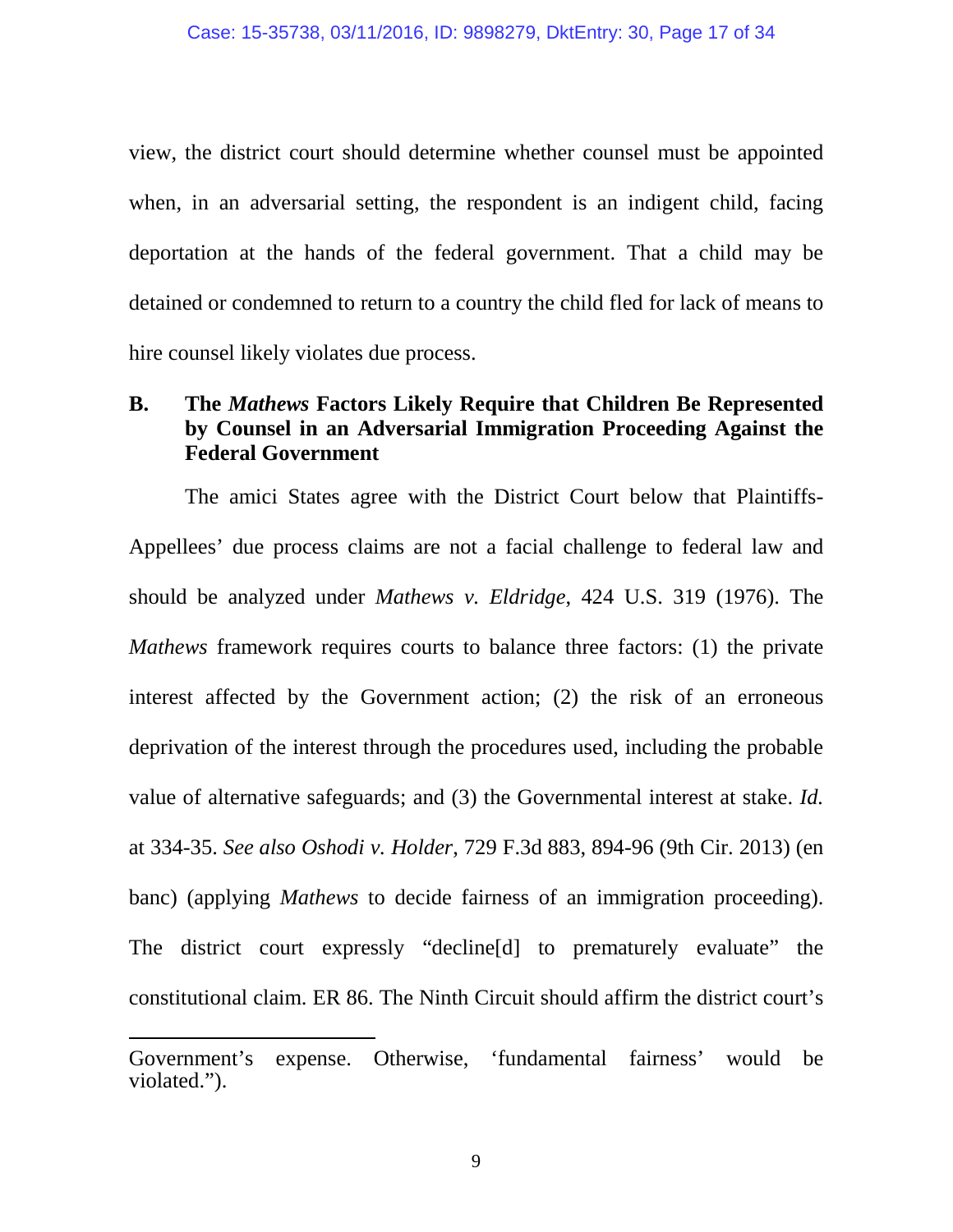view, the district court should determine whether counsel must be appointed when, in an adversarial setting, the respondent is an indigent child, facing deportation at the hands of the federal government. That a child may be detained or condemned to return to a country the child fled for lack of means to hire counsel likely violates due process.

### B. The *Mathews* Factors Likely Require that Children Be Represented by Counsel in an Adversarial Immigration Proceeding Against the Federal Government

The amici States agree with the District Court below that Plaintiffs-Appellees' due process claims are not a facial challenge to federal law and should be analyzed under *Mathews v. Eldridge*, 424 U.S. 319 (1976). The *Mathews* framework requires courts to balance three factors: (1) the private interest affected by the Government action; (2) the risk of an erroneous deprivation of the interest through the procedures used, including the probable value of alternative safeguards; and (3) the Governmental interest at stake. *Id.* at 334-35. *See also Oshodi v. Holder*, 729 F.3d 883, 894-96 (9th Cir. 2013) (en banc) (applying *Mathews* to decide fairness of an immigration proceeding). The district court expressly "decline[d] to prematurely evaluate" the constitutional claim. ER 86. The Ninth Circuit should affirm the district court's

---

Government's expense. Otherwise, 'fundamental fairness' would be violated.").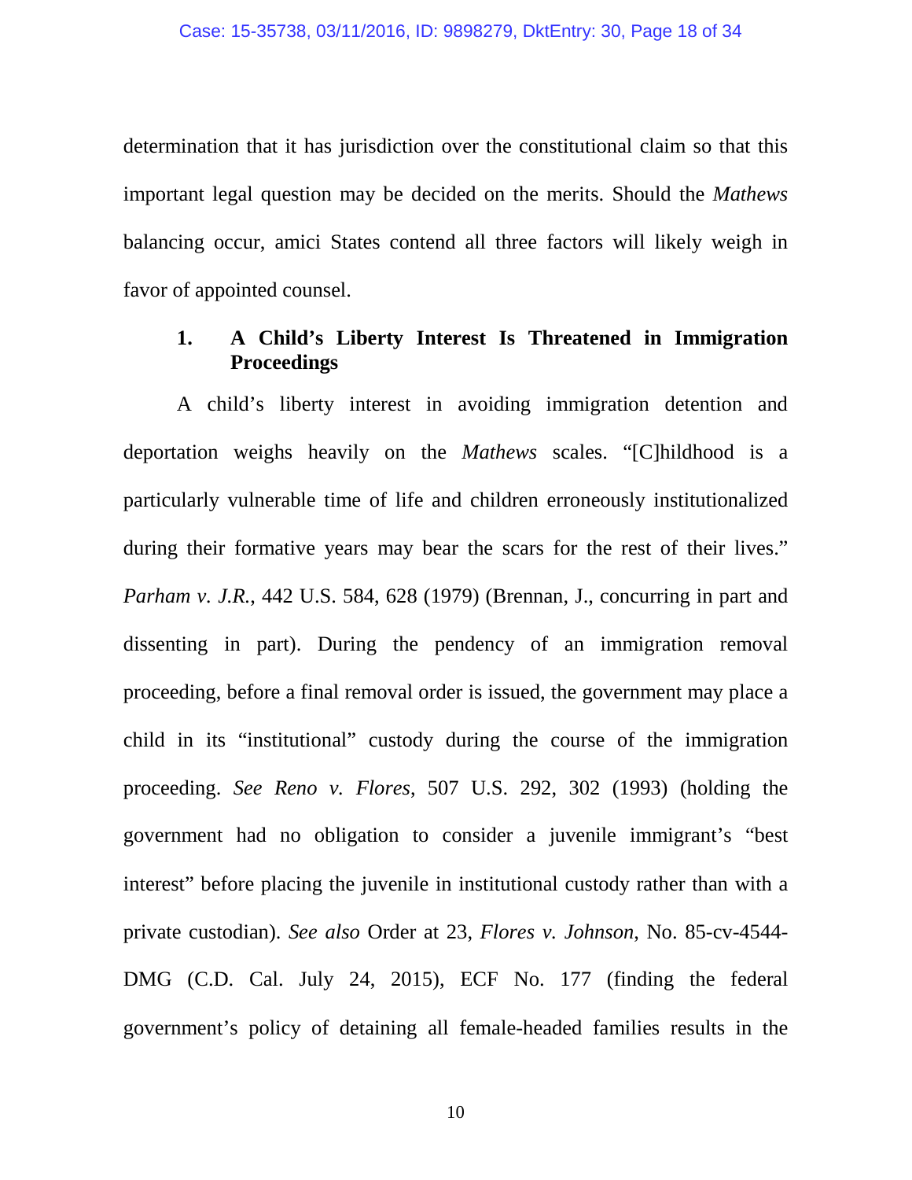determination that it has jurisdiction over the constitutional claim so that this important legal question may be decided on the merits. Should the *Mathews* balancing occur, amici States contend all three factors will likely weigh in favor of appointed counsel.

### 1. A Child's Liberty Interest Is Threatened in Immigration Proceedings

A child's liberty interest in avoiding immigration detention and deportation weighs heavily on the *Mathews* scales. "[C]hildhood is a particularly vulnerable time of life and children erroneously institutionalized during their formative years may bear the scars for the rest of their lives." *Parham v. J.R.*, 442 U.S. 584, 628 (1979) (Brennan, J., concurring in part and dissenting in part). During the pendency of an immigration removal proceeding, before a final removal order is issued, the government may place a child in its "institutional" custody during the course of the immigration proceeding. *See Reno v. Flores*, 507 U.S. 292, 302 (1993) (holding the government had no obligation to consider a juvenile immigrant's "best interest" before placing the juvenile in institutional custody rather than with a private custodian). *See also* Order at 23, *Flores v. Johnson*, No. 85-cv-4544-DMG (C.D. Cal. July 24, 2015), ECF No. 177 (finding the federal government's policy of detaining all female-headed families results in the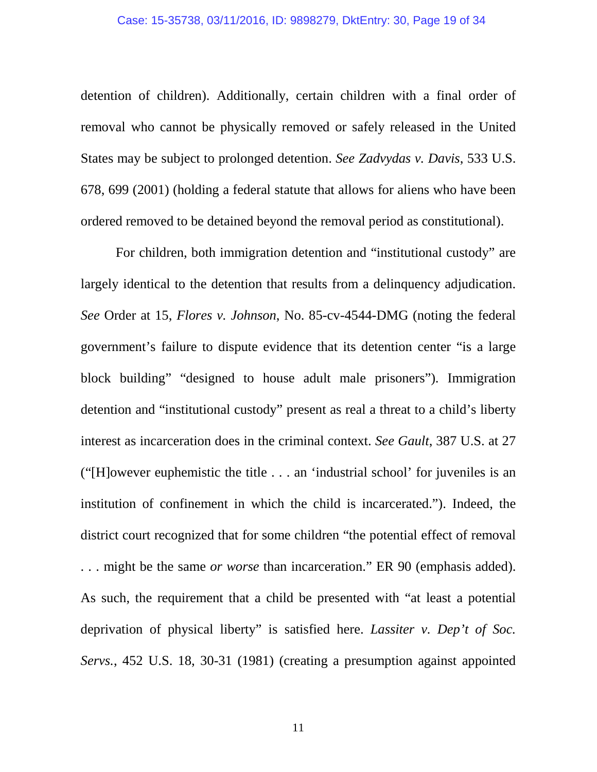detention of children). Additionally, certain children with a final order of removal who cannot be physically removed or safely released in the United States may be subject to prolonged detention. *See Zadvydas v. Davis*, 533 U.S. 678, 699 (2001) (holding a federal statute that allows for aliens who have been ordered removed to be detained beyond the removal period as constitutional).

For children, both immigration detention and "institutional custody" are largely identical to the detention that results from a delinquency adjudication. *See* Order at 15, *Flores v. Johnson*, No. 85-cv-4544-DMG (noting the federal government's failure to dispute evidence that its detention center "is a large block building" "designed to house adult male prisoners"). Immigration detention and "institutional custody" present as real a threat to a child's liberty interest as incarceration does in the criminal context. *See Gault*, 387 U.S. at 27 ("[H]owever euphemistic the title . . . an 'industrial school' for juveniles is an institution of confinement in which the child is incarcerated."). Indeed, the district court recognized that for some children "the potential effect of removal . . . might be the same *or worse* than incarceration." ER 90 (emphasis added). As such, the requirement that a child be presented with "at least a potential deprivation of physical liberty" is satisfied here. *Lassiter v. Dep't of Soc. Servs.*, 452 U.S. 18, 30-31 (1981) (creating a presumption against appointed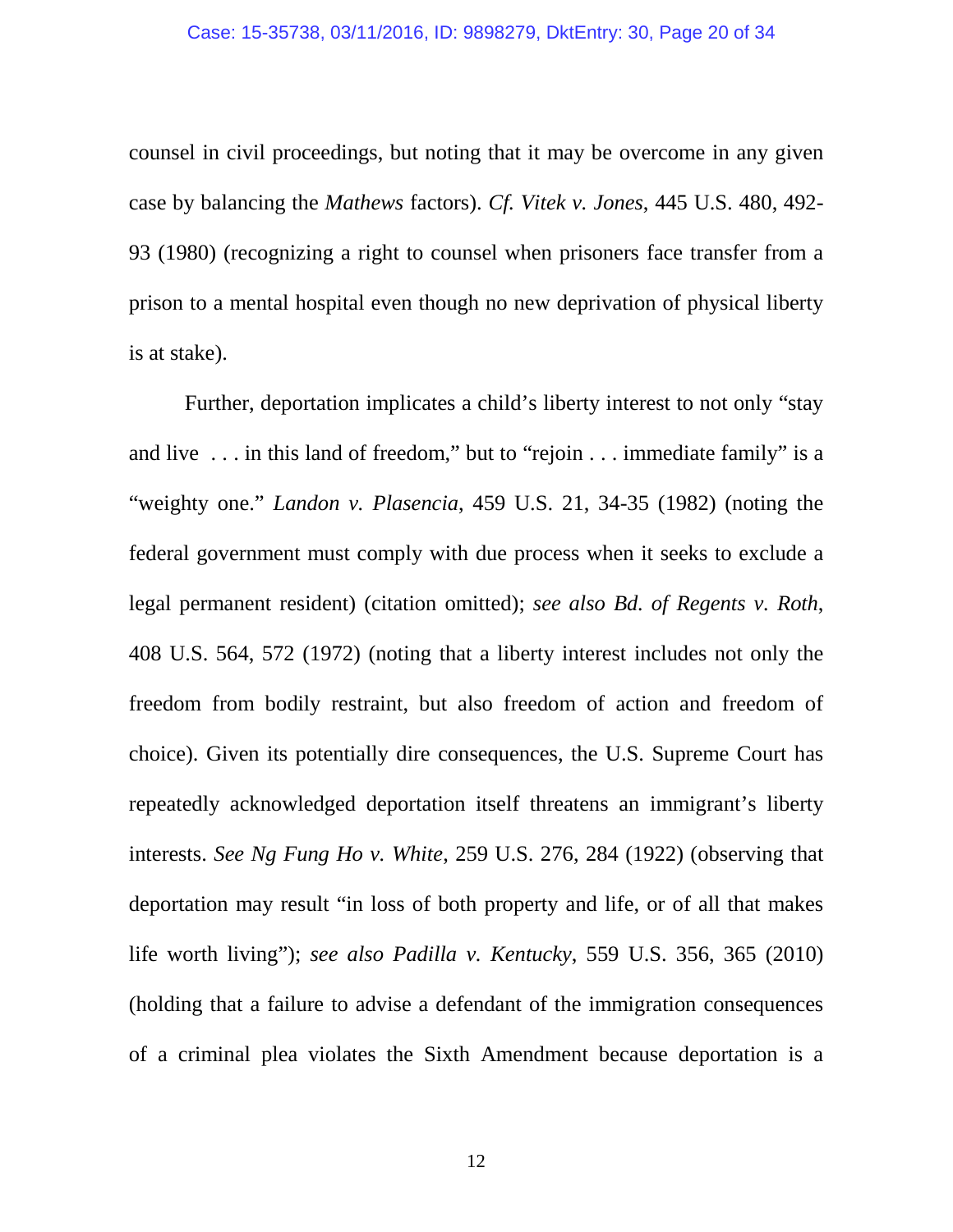counsel in civil proceedings, but noting that it may be overcome in any given case by balancing the *Mathews* factors). *Cf. Vitek v. Jones*, 445 U.S. 480, 492-93 (1980) (recognizing a right to counsel when prisoners face transfer from a prison to a mental hospital even though no new deprivation of physical liberty is at stake).

Further, deportation implicates a child's liberty interest to not only "stay and live . . . in this land of freedom," but to "rejoin . . . immediate family" is a "weighty one." *Landon v. Plasencia*, 459 U.S. 21, 34-35 (1982) (noting the federal government must comply with due process when it seeks to exclude a legal permanent resident) (citation omitted); *see also Bd. of Regents v. Roth*, 408 U.S. 564, 572 (1972) (noting that a liberty interest includes not only the freedom from bodily restraint, but also freedom of action and freedom of choice). Given its potentially dire consequences, the U.S. Supreme Court has repeatedly acknowledged deportation itself threatens an immigrant's liberty interests. *See Ng Fung Ho v. White*, 259 U.S. 276, 284 (1922) (observing that deportation may result "in loss of both property and life, or of all that makes life worth living"); *see also Padilla v. Kentucky*, 559 U.S. 356, 365 (2010) (holding that a failure to advise a defendant of the immigration consequences of a criminal plea violates the Sixth Amendment because deportation is a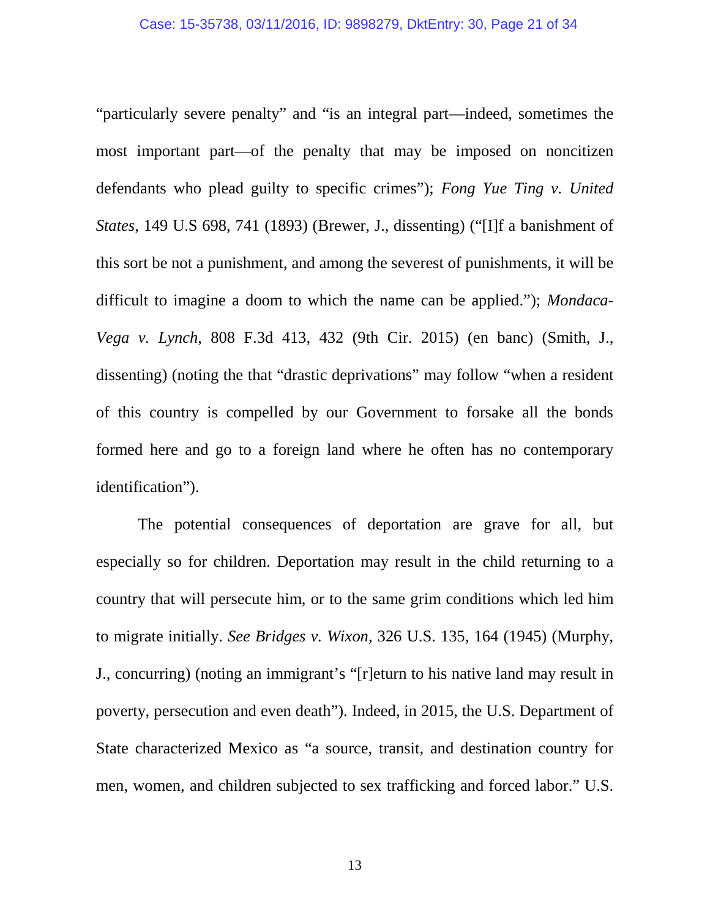"particularly severe penalty" and "is an integral part—indeed, sometimes the most important part—of the penalty that may be imposed on noncitizen defendants who plead guilty to specific crimes"); *Fong Yue Ting v. United States*, 149 U.S 698, 741 (1893) (Brewer, J., dissenting) ("[I]f a banishment of this sort be not a punishment, and among the severest of punishments, it will be difficult to imagine a doom to which the name can be applied."); *Mondaca-Vega v. Lynch*, 808 F.3d 413, 432 (9th Cir. 2015) (en banc) (Smith, J., dissenting) (noting the that "drastic deprivations" may follow "when a resident of this country is compelled by our Government to forsake all the bonds formed here and go to a foreign land where he often has no contemporary identification").

The potential consequences of deportation are grave for all, but especially so for children. Deportation may result in the child returning to a country that will persecute him, or to the same grim conditions which led him to migrate initially. *See Bridges v. Wixon*, 326 U.S. 135, 164 (1945) (Murphy, J., concurring) (noting an immigrant's "[r]eturn to his native land may result in poverty, persecution and even death"). Indeed, in 2015, the U.S. Department of State characterized Mexico as "a source, transit, and destination country for men, women, and children subjected to sex trafficking and forced labor." U.S.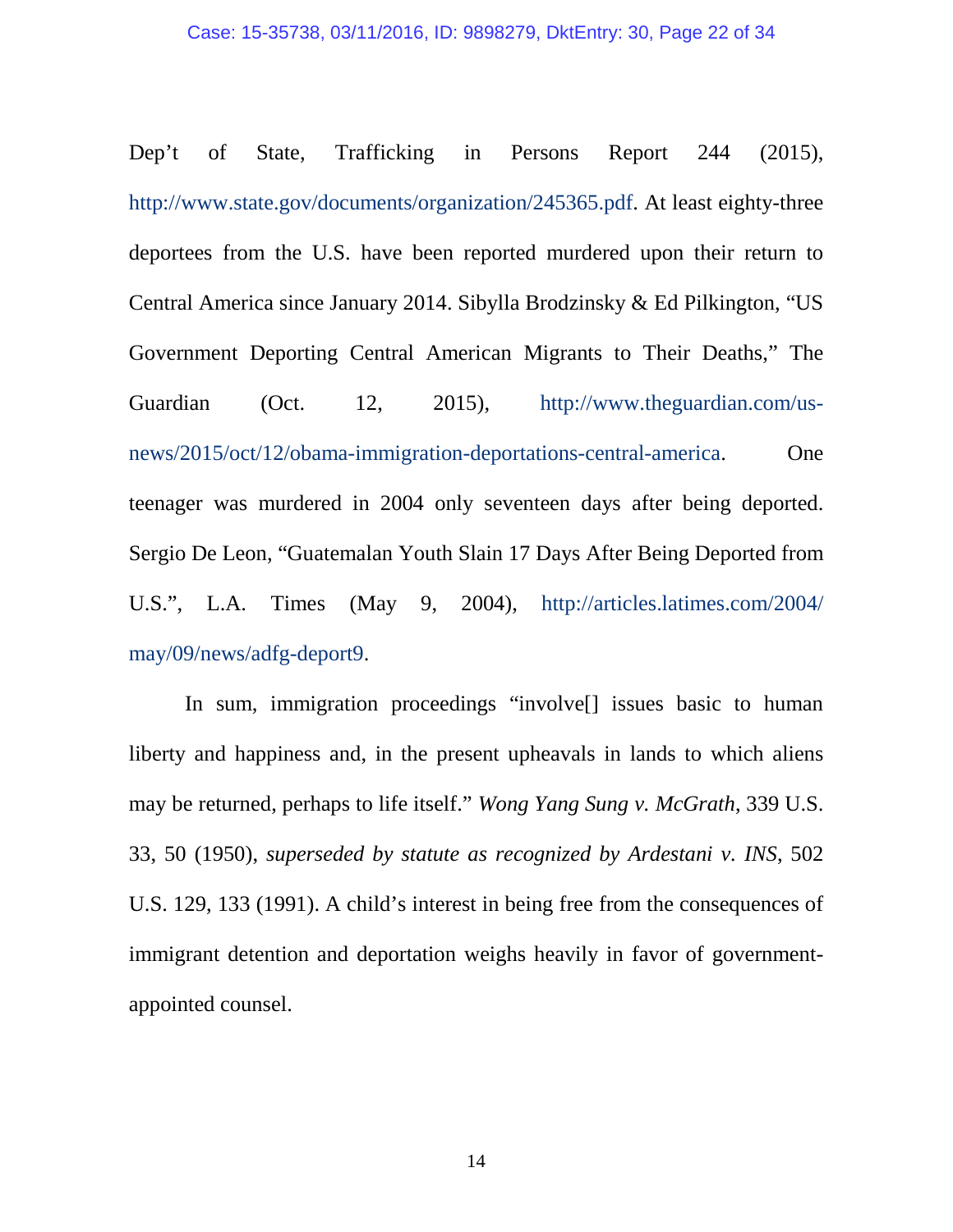Dep't of State, Trafficking in Persons Report 244 (2015), http://www.state.gov/documents/organization/245365.pdf. At least eighty-three deportees from the U.S. have been reported murdered upon their return to Central America since January 2014. Sibylla Brodzinsky & Ed Pilkington, "US Government Deporting Central American Migrants to Their Deaths," The Guardian (Oct. 12, 2015), http://www.theguardian.com/us-news/2015/oct/12/obama-immigration-deportations-central-america. One teenager was murdered in 2004 only seventeen days after being deported. Sergio De Leon, "Guatemalan Youth Slain 17 Days After Being Deported from U.S.", L.A. Times (May 9, 2004), http://articles.latimes.com/2004/may/09/news/adfg-deport9.

In sum, immigration proceedings "involve[] issues basic to human liberty and happiness and, in the present upheavals in lands to which aliens may be returned, perhaps to life itself." *Wong Yang Sung v. McGrath*, 339 U.S. 33, 50 (1950), *superseded by statute as recognized by Ardestani v. INS*, 502 U.S. 129, 133 (1991). A child's interest in being free from the consequences of immigrant detention and deportation weighs heavily in favor of government-appointed counsel.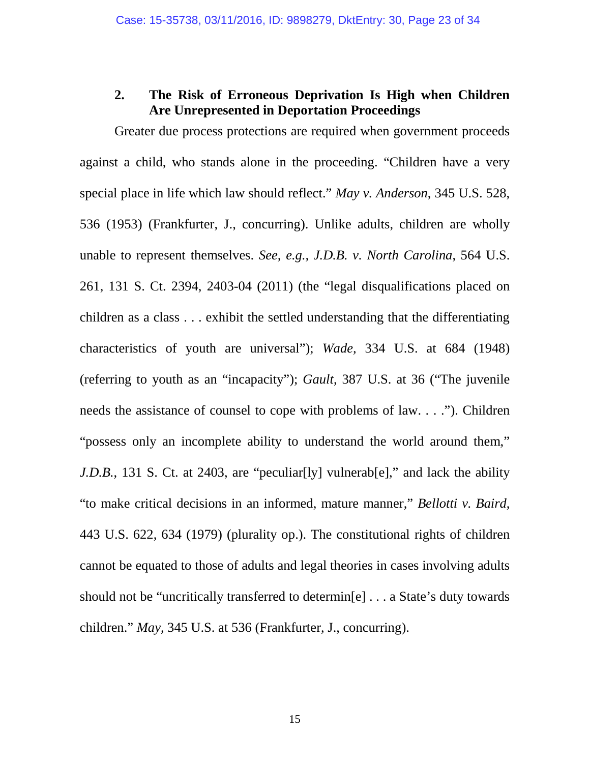### 2. The Risk of Erroneous Deprivation Is High when Children Are Unrepresented in Deportation Proceedings

Greater due process protections are required when government proceeds against a child, who stands alone in the proceeding. "Children have a very special place in life which law should reflect." *May v. Anderson*, 345 U.S. 528, 536 (1953) (Frankfurter, J., concurring). Unlike adults, children are wholly unable to represent themselves. *See, e.g.*, *J.D.B. v. North Carolina*, 564 U.S. 261, 131 S. Ct. 2394, 2403-04 (2011) (the "legal disqualifications placed on children as a class . . . exhibit the settled understanding that the differentiating characteristics of youth are universal"); *Wade*, 334 U.S. at 684 (1948) (referring to youth as an "incapacity"); *Gault*, 387 U.S. at 36 ("The juvenile needs the assistance of counsel to cope with problems of law. . . ."). Children "possess only an incomplete ability to understand the world around them," *J.D.B.*, 131 S. Ct. at 2403, are "peculiar[ly] vulnerab[e]," and lack the ability "to make critical decisions in an informed, mature manner," *Bellotti v. Baird*, 443 U.S. 622, 634 (1979) (plurality op.). The constitutional rights of children cannot be equated to those of adults and legal theories in cases involving adults should not be "uncritically transferred to determin[e] . . . a State's duty towards children." *May*, 345 U.S. at 536 (Frankfurter, J., concurring).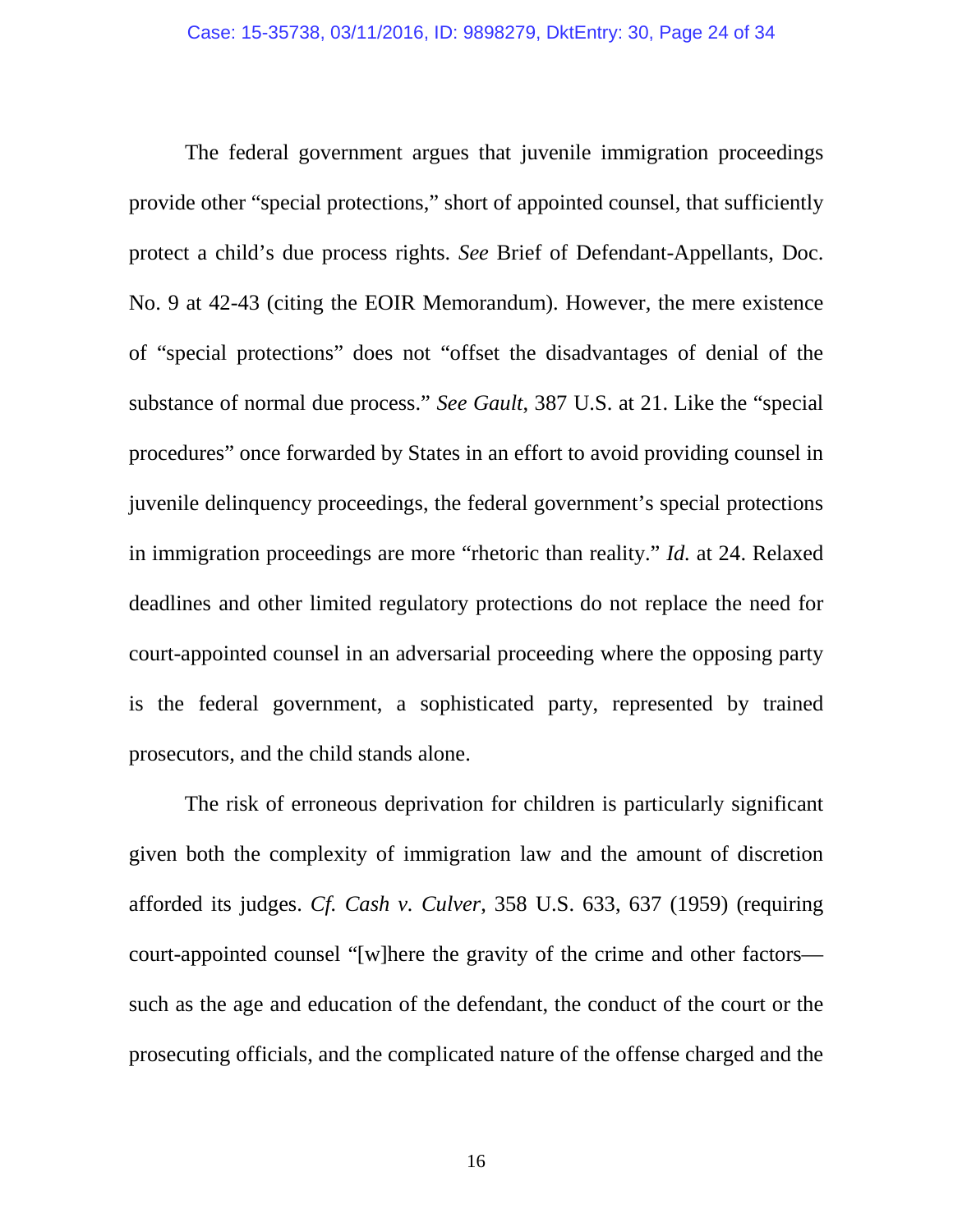The federal government argues that juvenile immigration proceedings provide other "special protections," short of appointed counsel, that sufficiently protect a child's due process rights. *See* Brief of Defendant-Appellants, Doc. No. 9 at 42-43 (citing the EOIR Memorandum). However, the mere existence of "special protections" does not "offset the disadvantages of denial of the substance of normal due process." *See Gault*, 387 U.S. at 21. Like the "special procedures" once forwarded by States in an effort to avoid providing counsel in juvenile delinquency proceedings, the federal government's special protections in immigration proceedings are more "rhetoric than reality." *Id.* at 24. Relaxed deadlines and other limited regulatory protections do not replace the need for court-appointed counsel in an adversarial proceeding where the opposing party is the federal government, a sophisticated party, represented by trained prosecutors, and the child stands alone.

The risk of erroneous deprivation for children is particularly significant given both the complexity of immigration law and the amount of discretion afforded its judges. *Cf. Cash v. Culver*, 358 U.S. 633, 637 (1959) (requiring court-appointed counsel "[w]here the gravity of the crime and other factors—such as the age and education of the defendant, the conduct of the court or the prosecuting officials, and the complicated nature of the offense charged and the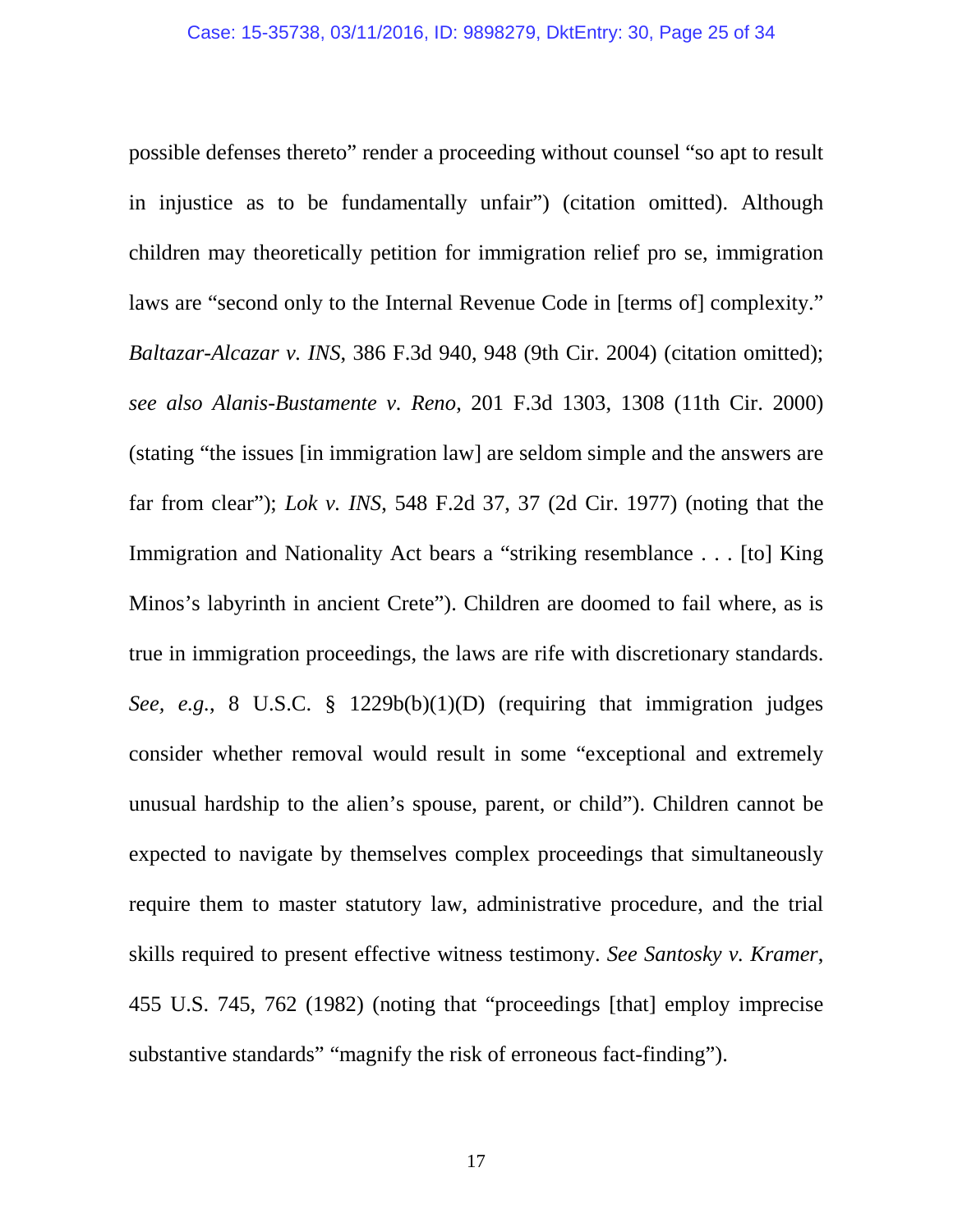possible defenses thereto" render a proceeding without counsel "so apt to result in injustice as to be fundamentally unfair") (citation omitted). Although children may theoretically petition for immigration relief pro se, immigration laws are "second only to the Internal Revenue Code in [terms of] complexity." *Baltazar-Alcazar v. INS*, 386 F.3d 940, 948 (9th Cir. 2004) (citation omitted); *see also Alanis-Bustamente v. Reno*, 201 F.3d 1303, 1308 (11th Cir. 2000) (stating "the issues [in immigration law] are seldom simple and the answers are far from clear"); *Lok v. INS*, 548 F.2d 37, 37 (2d Cir. 1977) (noting that the Immigration and Nationality Act bears a "striking resemblance . . . [to] King Minos's labyrinth in ancient Crete"). Children are doomed to fail where, as is true in immigration proceedings, the laws are rife with discretionary standards. *See*, *e.g.*, 8 U.S.C. § 1229b(b)(1)(D) (requiring that immigration judges consider whether removal would result in some "exceptional and extremely unusual hardship to the alien's spouse, parent, or child"). Children cannot be expected to navigate by themselves complex proceedings that simultaneously require them to master statutory law, administrative procedure, and the trial skills required to present effective witness testimony. *See Santosky v. Kramer*, 455 U.S. 745, 762 (1982) (noting that "proceedings [that] employ imprecise substantive standards" "magnify the risk of erroneous fact-finding").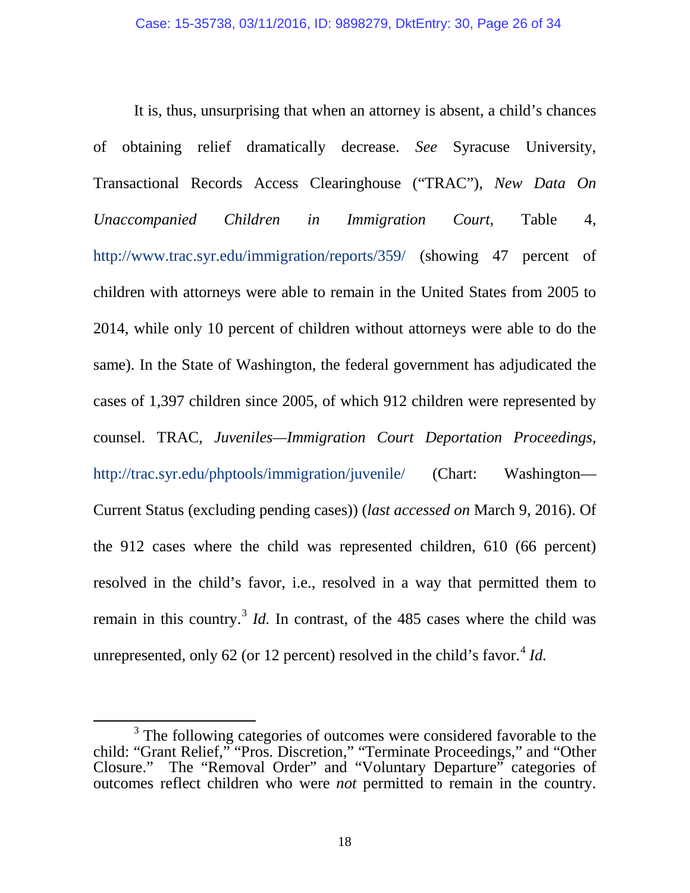It is, thus, unsurprising that when an attorney is absent, a child's chances of obtaining relief dramatically decrease. *See* Syracuse University, Transactional Records Access Clearinghouse ("TRAC"), *New Data On Unaccompanied Children in Immigration Court*, Table 4, http://www.trac.syr.edu/immigration/reports/359/ (showing 47 percent of children with attorneys were able to remain in the United States from 2005 to 2014, while only 10 percent of children without attorneys were able to do the same). In the State of Washington, the federal government has adjudicated the cases of 1,397 children since 2005, of which 912 children were represented by counsel. TRAC, *Juveniles—Immigration Court Deportation Proceedings*, http://trac.syr.edu/phptools/immigration/juvenile/ (Chart: Washington—Current Status (excluding pending cases)) (*last accessed on* March 9, 2016). Of the 912 cases where the child was represented children, 610 (66 percent) resolved in the child's favor, i.e., resolved in a way that permitted them to remain in this country.[3] *Id.* In contrast, of the 485 cases where the child was unrepresented, only 62 (or 12 percent) resolved in the child's favor.[4] *Id.*

---

[3] The following categories of outcomes were considered favorable to the child: "Grant Relief," "Pros. Discretion," "Terminate Proceedings," and "Other Closure." The "Removal Order" and "Voluntary Departure" categories of outcomes reflect children who were *not* permitted to remain in the country.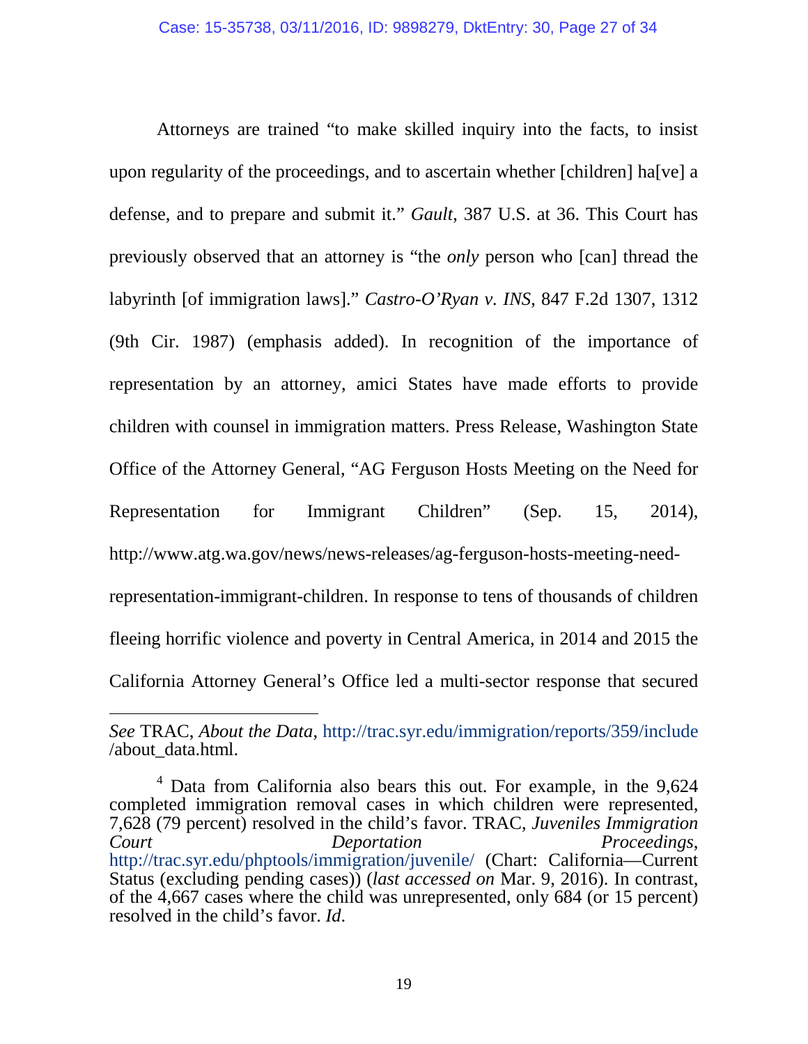Attorneys are trained "to make skilled inquiry into the facts, to insist upon regularity of the proceedings, and to ascertain whether [children] ha[ve] a defense, and to prepare and submit it." *Gault*, 387 U.S. at 36. This Court has previously observed that an attorney is "the *only* person who [can] thread the labyrinth [of immigration laws]." *Castro-O'Ryan v. INS*, 847 F.2d 1307, 1312 (9th Cir. 1987) (emphasis added). In recognition of the importance of representation by an attorney, amici States have made efforts to provide children with counsel in immigration matters. Press Release, Washington State Office of the Attorney General, "AG Ferguson Hosts Meeting on the Need for Representation for Immigrant Children" (Sep. 15, 2014), http://www.atg.wa.gov/news/news-releases/ag-ferguson-hosts-meeting-need-representation-immigrant-children. In response to tens of thousands of children fleeing horrific violence and poverty in Central America, in 2014 and 2015 the California Attorney General's Office led a multi-sector response that secured

---

*See* TRAC, *About the Data*, http://trac.syr.edu/immigration/reports/359/include/about_data.html.

[4] Data from California also bears this out. For example, in the 9,624 completed immigration removal cases in which children were represented, 7,628 (79 percent) resolved in the child's favor. TRAC, *Juveniles Immigration Court Deportation Proceedings*, http://trac.syr.edu/phptools/immigration/juvenile/ (Chart: California—Current Status (excluding pending cases)) (*last accessed on* Mar. 9, 2016). In contrast, of the 4,667 cases where the child was unrepresented, only 684 (or 15 percent) resolved in the child's favor. *Id*.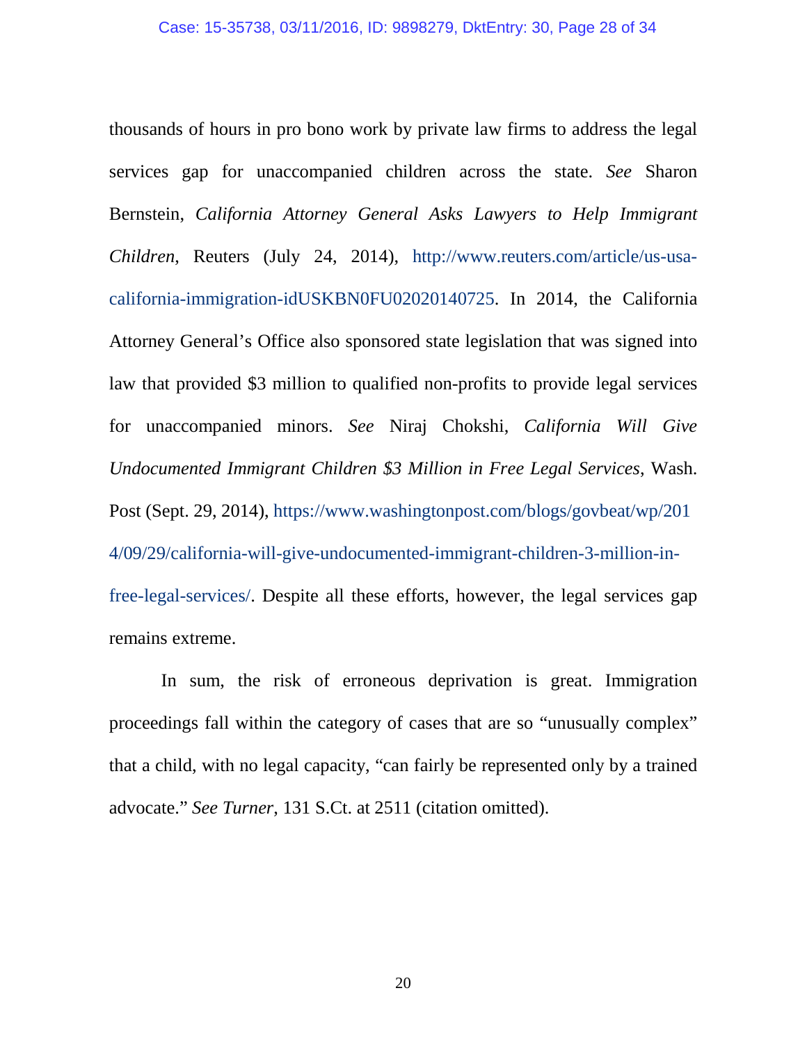thousands of hours in pro bono work by private law firms to address the legal services gap for unaccompanied children across the state. *See* Sharon Bernstein, *California Attorney General Asks Lawyers to Help Immigrant Children*, Reuters (July 24, 2014), http://www.reuters.com/article/us-usa-california-immigration-idUSKBN0FU02020140725. In 2014, the California Attorney General's Office also sponsored state legislation that was signed into law that provided $3 million to qualified non-profits to provide legal services for unaccompanied minors. *See* Niraj Chokshi, *California Will Give Undocumented Immigrant Children $3 Million in Free Legal Services*, Wash. Post (Sept. 29, 2014), https://www.washingtonpost.com/blogs/govbeat/wp/2014/09/29/california-will-give-undocumented-immigrant-children-3-million-in-free-legal-services/. Despite all these efforts, however, the legal services gap remains extreme.

In sum, the risk of erroneous deprivation is great. Immigration proceedings fall within the category of cases that are so "unusually complex" that a child, with no legal capacity, "can fairly be represented only by a trained advocate." *See Turner*, 131 S.Ct. at 2511 (citation omitted).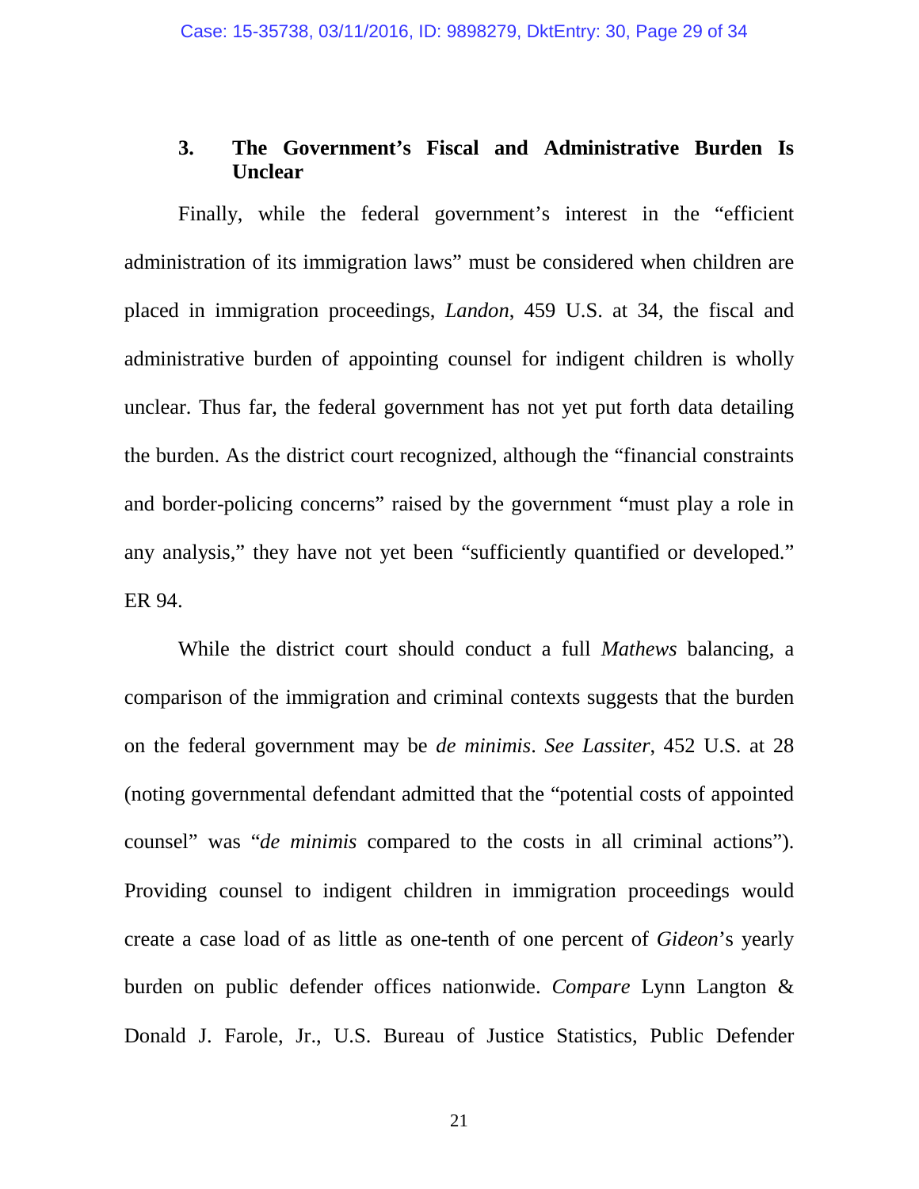### 3. The Government's Fiscal and Administrative Burden Is Unclear

Finally, while the federal government's interest in the "efficient administration of its immigration laws" must be considered when children are placed in immigration proceedings, *Landon*, 459 U.S. at 34, the fiscal and administrative burden of appointing counsel for indigent children is wholly unclear. Thus far, the federal government has not yet put forth data detailing the burden. As the district court recognized, although the "financial constraints and border-policing concerns" raised by the government "must play a role in any analysis," they have not yet been "sufficiently quantified or developed." ER 94.

While the district court should conduct a full *Mathews* balancing, a comparison of the immigration and criminal contexts suggests that the burden on the federal government may be *de minimis*. *See Lassiter*, 452 U.S. at 28 (noting governmental defendant admitted that the "potential costs of appointed counsel" was "*de minimis* compared to the costs in all criminal actions"). Providing counsel to indigent children in immigration proceedings would create a case load of as little as one-tenth of one percent of *Gideon*'s yearly burden on public defender offices nationwide. *Compare* Lynn Langton & Donald J. Farole, Jr., U.S. Bureau of Justice Statistics, Public Defender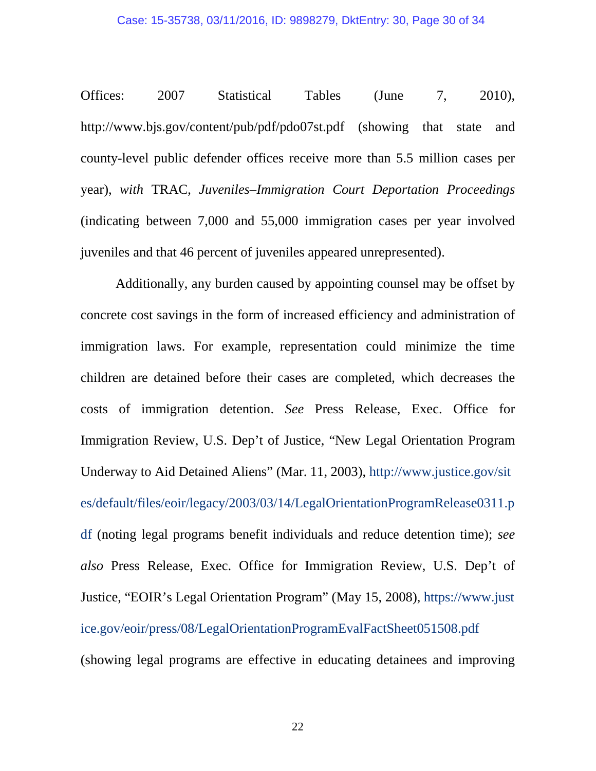Offices: 2007 Statistical Tables (June 7, 2010), http://www.bjs.gov/content/pub/pdf/pdo07st.pdf (showing that state and county-level public defender offices receive more than 5.5 million cases per year), *with* TRAC, *Juveniles–Immigration Court Deportation Proceedings* (indicating between 7,000 and 55,000 immigration cases per year involved juveniles and that 46 percent of juveniles appeared unrepresented).

Additionally, any burden caused by appointing counsel may be offset by concrete cost savings in the form of increased efficiency and administration of immigration laws. For example, representation could minimize the time children are detained before their cases are completed, which decreases the costs of immigration detention. *See* Press Release, Exec. Office for Immigration Review, U.S. Dep't of Justice, "New Legal Orientation Program Underway to Aid Detained Aliens" (Mar. 11, 2003), http://www.justice.gov/sites/default/files/eoir/legacy/2003/03/14/LegalOrientationProgramRelease0311.pdf (noting legal programs benefit individuals and reduce detention time); *see also* Press Release, Exec. Office for Immigration Review, U.S. Dep't of Justice, "EOIR's Legal Orientation Program" (May 15, 2008), https://www.justice.gov/eoir/press/08/LegalOrientationProgramEvalFactSheet051508.pdf (showing legal programs are effective in educating detainees and improving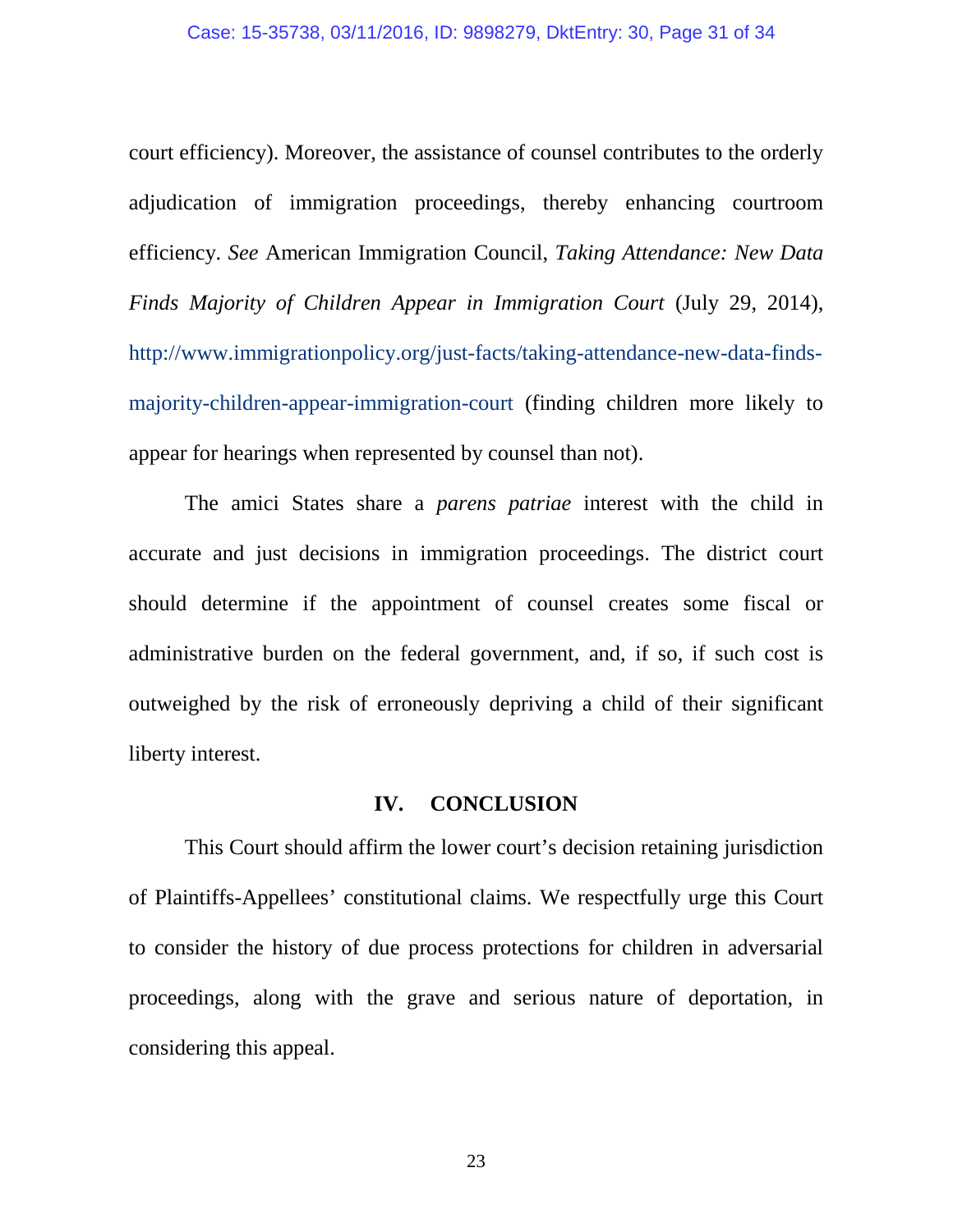court efficiency). Moreover, the assistance of counsel contributes to the orderly adjudication of immigration proceedings, thereby enhancing courtroom efficiency. *See* American Immigration Council, *Taking Attendance: New Data Finds Majority of Children Appear in Immigration Court* (July 29, 2014), http://www.immigrationpolicy.org/just-facts/taking-attendance-new-data-finds-majority-children-appear-immigration-court (finding children more likely to appear for hearings when represented by counsel than not).

The amici States share a *parens patriae* interest with the child in accurate and just decisions in immigration proceedings. The district court should determine if the appointment of counsel creates some fiscal or administrative burden on the federal government, and, if so, if such cost is outweighed by the risk of erroneously depriving a child of their significant liberty interest.

## IV. CONCLUSION

This Court should affirm the lower court's decision retaining jurisdiction of Plaintiffs-Appellees' constitutional claims. We respectfully urge this Court to consider the history of due process protections for children in adversarial proceedings, along with the grave and serious nature of deportation, in considering this appeal.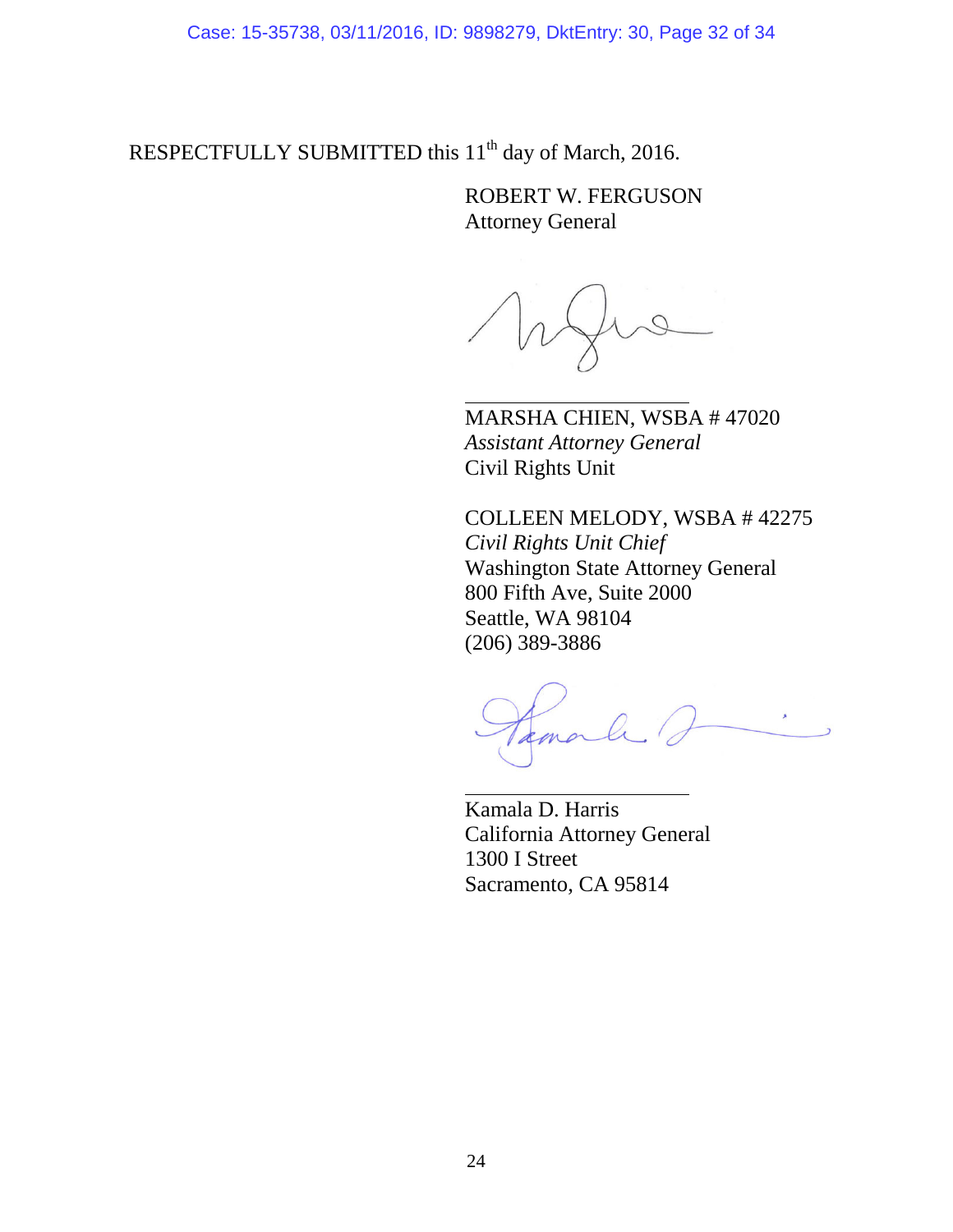RESPECTFULLY SUBMITTED this 11th day of March, 2016.

ROBERT W. FERGUSON
Attorney General

\_\_\_\_\_\_\_\_\_\_\_\_\_\_\_\_\_\_\_\_\_\_\_\_
MARSHA CHIEN, WSBA # 47020
*Assistant Attorney General*
Civil Rights Unit

COLLEEN MELODY, WSBA # 42275
*Civil Rights Unit Chief*
Washington State Attorney General
800 Fifth Ave, Suite 2000
Seattle, WA 98104
(206) 389-3886

\_\_\_\_\_\_\_\_\_\_\_\_\_\_\_\_\_\_\_\_\_\_\_\_
Kamala D. Harris
California Attorney General
1300 I Street
Sacramento, CA 95814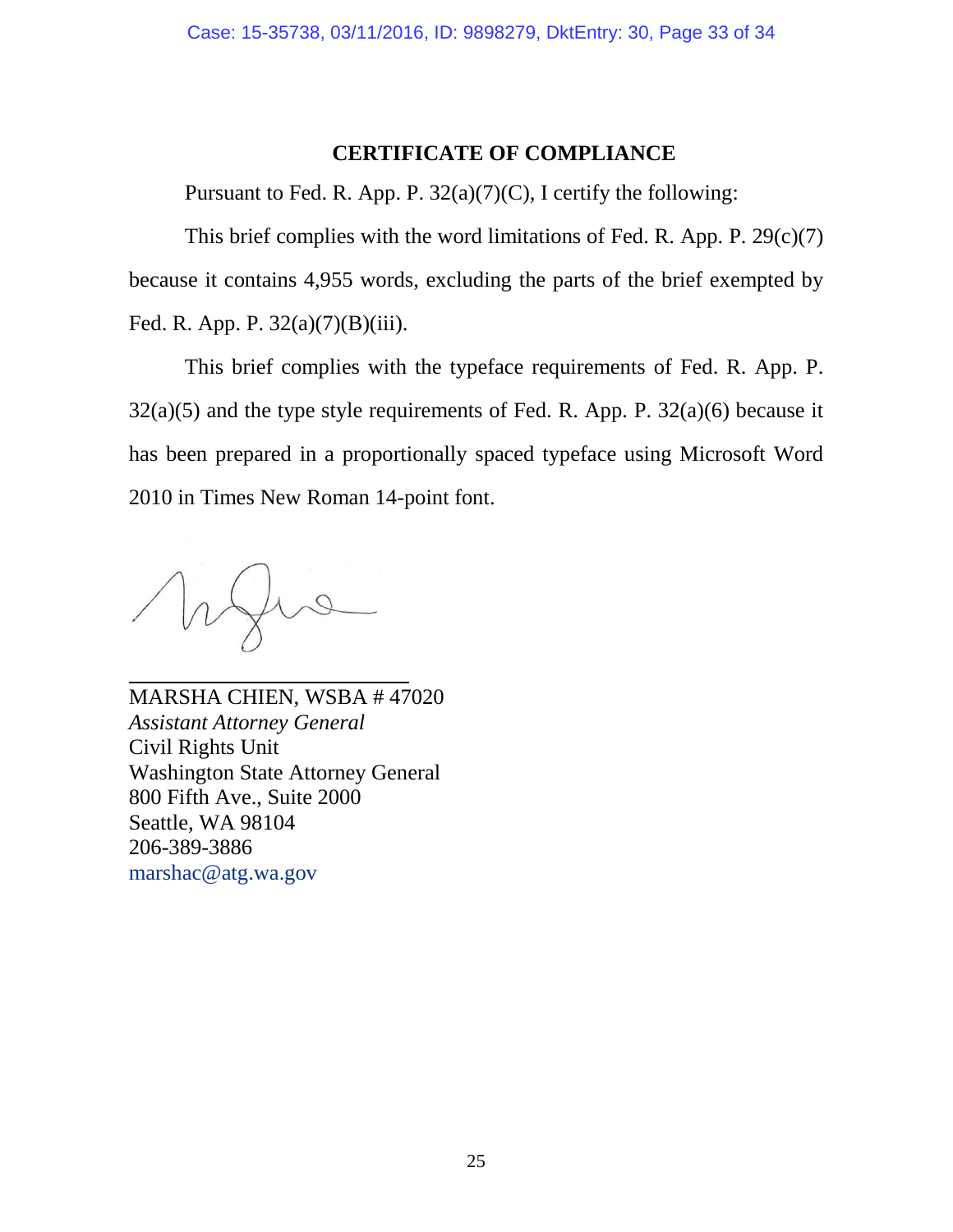## CERTIFICATE OF COMPLIANCE

Pursuant to Fed. R. App. P. 32(a)(7)(C), I certify the following:

This brief complies with the word limitations of Fed. R. App. P. 29(c)(7) because it contains 4,955 words, excluding the parts of the brief exempted by Fed. R. App. P. 32(a)(7)(B)(iii).

This brief complies with the typeface requirements of Fed. R. App. P. 32(a)(5) and the type style requirements of Fed. R. App. P. 32(a)(6) because it has been prepared in a proportionally spaced typeface using Microsoft Word 2010 in Times New Roman 14-point font.

MARSHA CHIEN, WSBA # 47020
*Assistant Attorney General*
Civil Rights Unit
Washington State Attorney General
800 Fifth Ave., Suite 2000
Seattle, WA 98104
206-389-3886
marshac@atg.wa.gov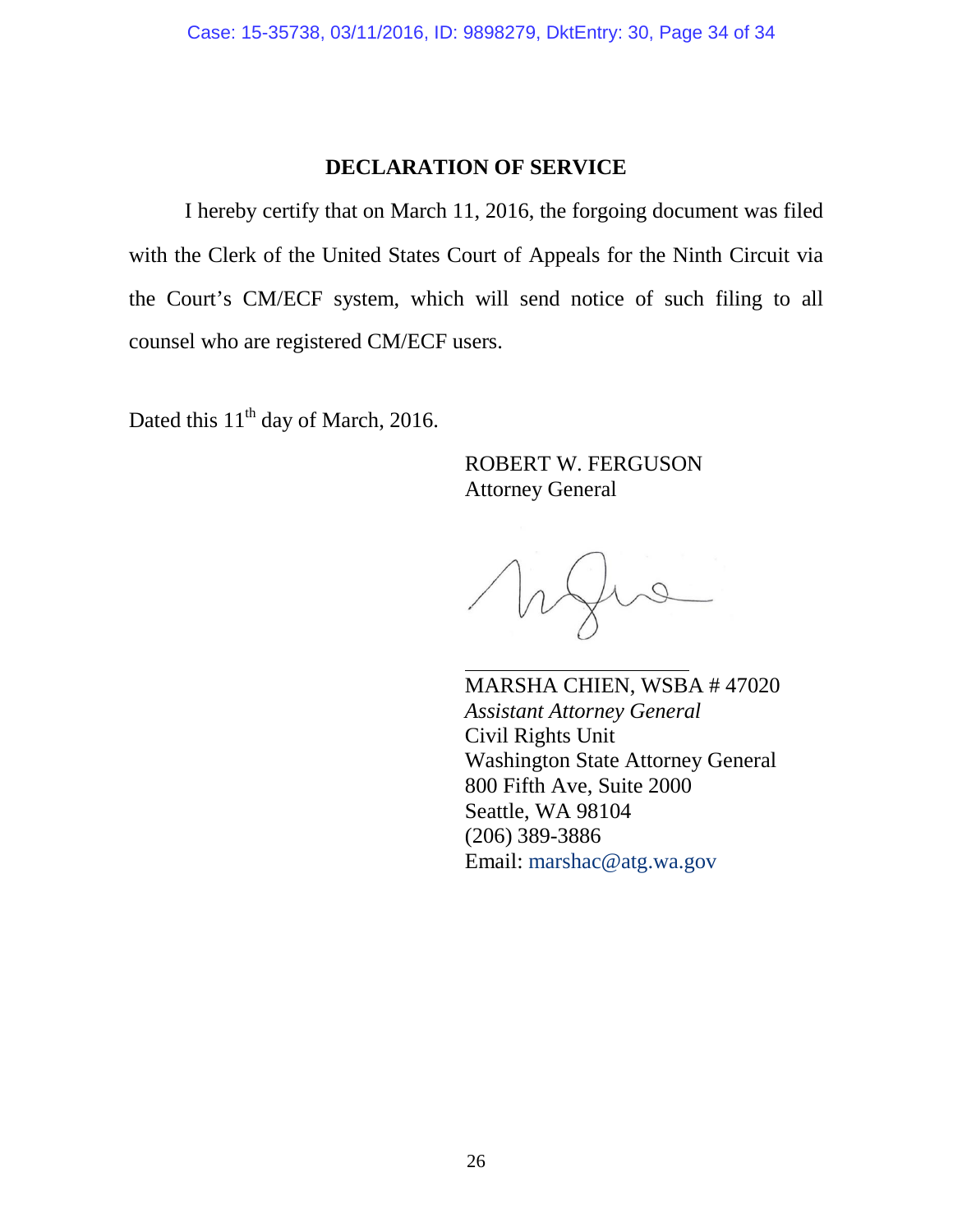## DECLARATION OF SERVICE

I hereby certify that on March 11, 2016, the forgoing document was filed with the Clerk of the United States Court of Appeals for the Ninth Circuit via the Court's CM/ECF system, which will send notice of such filing to all counsel who are registered CM/ECF users.

Dated this 11th day of March, 2016.

ROBERT W. FERGUSON
Attorney General

MARSHA CHIEN, WSBA # 47020
*Assistant Attorney General*
Civil Rights Unit
Washington State Attorney General
800 Fifth Ave, Suite 2000
Seattle, WA 98104
(206) 389-3886
Email: marshac@atg.wa.gov